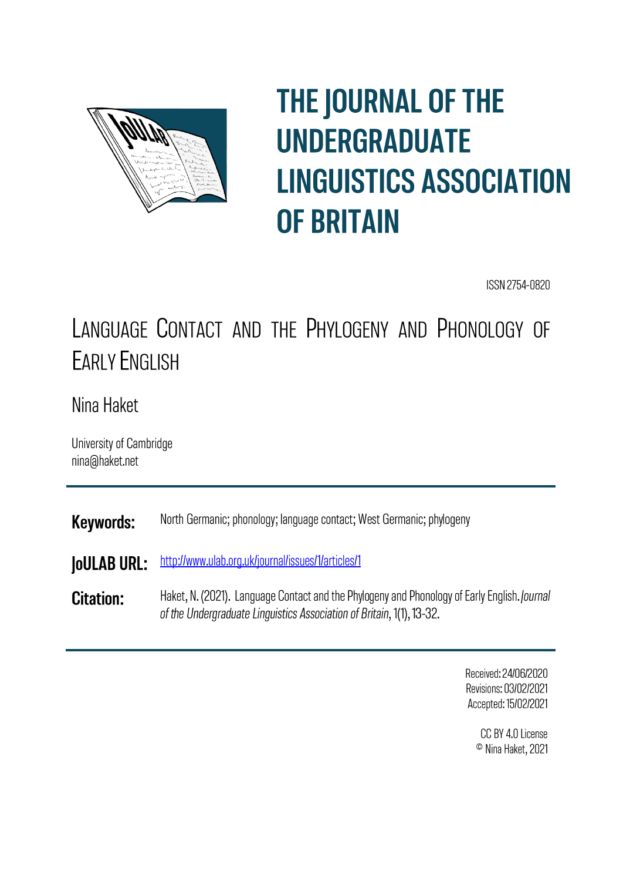# THE JOURNAL OF THE UNDERGRADUATE LINGUISTICS ASSOCIATION OF BRITAIN

ISSN 2754-0820

## Language Contact and the Phylogeny and Phonology of Early English

Nina Haket

University of Cambridge
nina@haket.net

---

**Keywords:** North Germanic; phonology; language contact; West Germanic; phylogeny

**JoULAB URL:** http://www.ulab.org.uk/journal/issues/1/articles/1

**Citation:** Haket, N. (2021). Language Contact and the Phylogeny and Phonology of Early English. *Journal of the Undergraduate Linguistics Association of Britain*, 1(1), 13-32.

---

Received: 24/06/2020
Revisions: 03/02/2021
Accepted: 15/02/2021

CC BY 4.0 License
© Nina Haket, 2021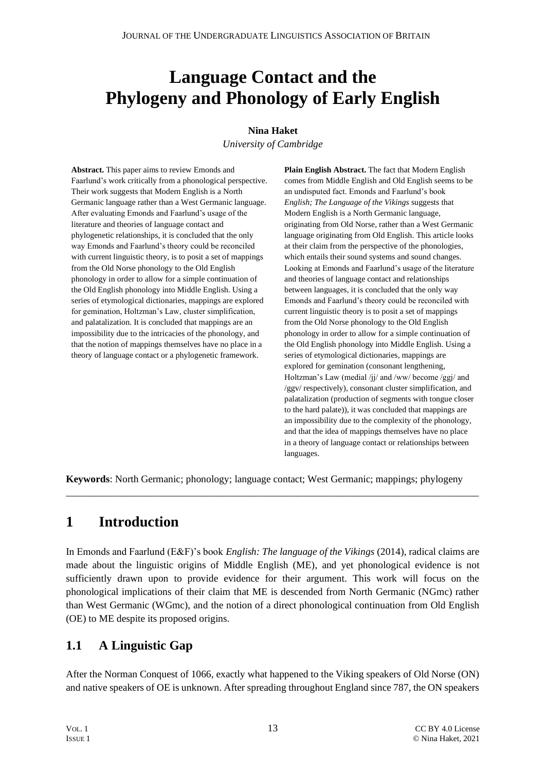# Language Contact and the Phylogeny and Phonology of Early English

**Nina Haket**

*University of Cambridge*

**Abstract.** This paper aims to review Emonds and Faarlund's work critically from a phonological perspective. Their work suggests that Modern English is a North Germanic language rather than a West Germanic language. After evaluating Emonds and Faarlund's usage of the literature and theories of language contact and phylogenetic relationships, it is concluded that the only way Emonds and Faarlund's theory could be reconciled with current linguistic theory, is to posit a set of mappings from the Old Norse phonology to the Old English phonology in order to allow for a simple continuation of the Old English phonology into Middle English. Using a series of etymological dictionaries, mappings are explored for gemination, Holtzman's Law, cluster simplification, and palatalization. It is concluded that mappings are an impossibility due to the intricacies of the phonology, and that the notion of mappings themselves have no place in a theory of language contact or a phylogenetic framework.

**Plain English Abstract.** The fact that Modern English comes from Middle English and Old English seems to be an undisputed fact. Emonds and Faarlund's book *English; The Language of the Vikings* suggests that Modern English is a North Germanic language, originating from Old Norse, rather than a West Germanic language originating from Old English. This article looks at their claim from the perspective of the phonologies, which entails their sound systems and sound changes. Looking at Emonds and Faarlund's usage of the literature and theories of language contact and relationships between languages, it is concluded that the only way Emonds and Faarlund's theory could be reconciled with current linguistic theory is to posit a set of mappings from the Old Norse phonology to the Old English phonology in order to allow for a simple continuation of the Old English phonology into Middle English. Using a series of etymological dictionaries, mappings are explored for gemination (consonant lengthening, Holtzman's Law (medial /jj/ and /ww/ become /ggj/ and /ggv/ respectively), consonant cluster simplification, and palatalization (production of segments with tongue closer to the hard palate)), it was concluded that mappings are an impossibility due to the complexity of the phonology, and that the idea of mappings themselves have no place in a theory of language contact or relationships between languages.

**Keywords**: North Germanic; phonology; language contact; West Germanic; mappings; phylogeny

## 1 Introduction

In Emonds and Faarlund (E&F)'s book *English: The language of the Vikings* (2014), radical claims are made about the linguistic origins of Middle English (ME), and yet phonological evidence is not sufficiently drawn upon to provide evidence for their argument. This work will focus on the phonological implications of their claim that ME is descended from North Germanic (NGmc) rather than West Germanic (WGmc), and the notion of a direct phonological continuation from Old English (OE) to ME despite its proposed origins.

### 1.1 A Linguistic Gap

After the Norman Conquest of 1066, exactly what happened to the Viking speakers of Old Norse (ON) and native speakers of OE is unknown. After spreading throughout England since 787, the ON speakers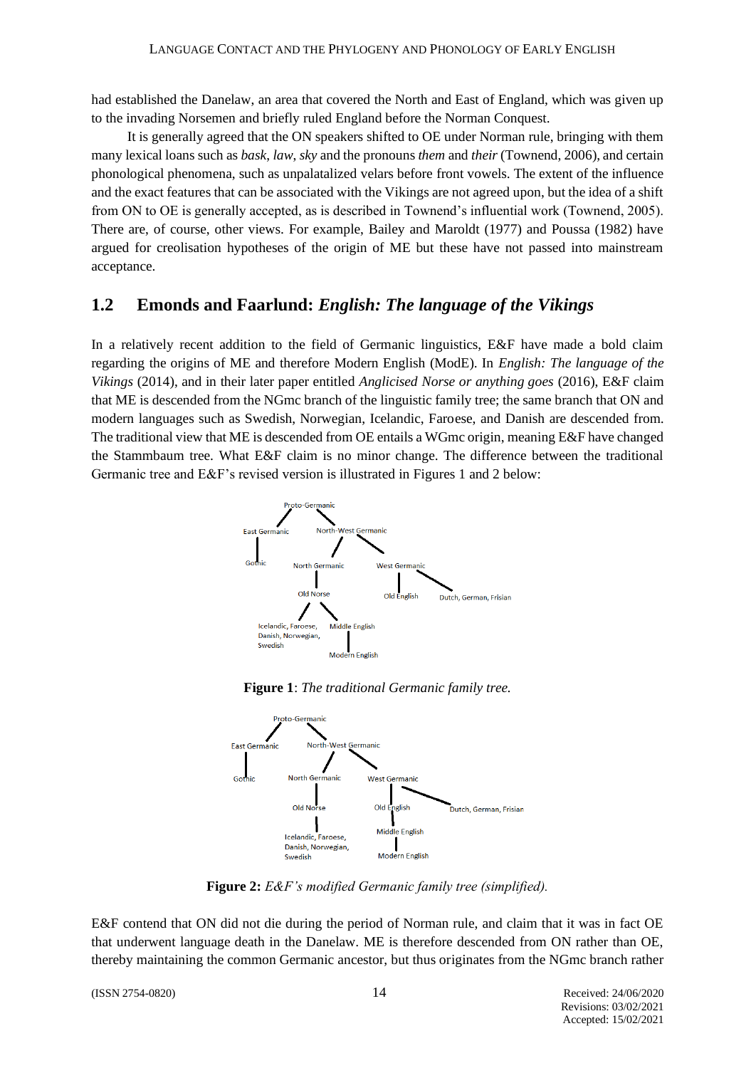had established the Danelaw, an area that covered the North and East of England, which was given up to the invading Norsemen and briefly ruled England before the Norman Conquest.

It is generally agreed that the ON speakers shifted to OE under Norman rule, bringing with them many lexical loans such as *bask*, *law*, *sky* and the pronouns *them* and *their* (Townend, 2006), and certain phonological phenomena, such as unpalatalized velars before front vowels. The extent of the influence and the exact features that can be associated with the Vikings are not agreed upon, but the idea of a shift from ON to OE is generally accepted, as is described in Townend's influential work (Townend, 2005). There are, of course, other views. For example, Bailey and Maroldt (1977) and Poussa (1982) have argued for creolisation hypotheses of the origin of ME but these have not passed into mainstream acceptance.

## 1.2 Emonds and Faarlund: *English: The language of the Vikings*

In a relatively recent addition to the field of Germanic linguistics, E&F have made a bold claim regarding the origins of ME and therefore Modern English (ModE). In *English: The language of the Vikings* (2014), and in their later paper entitled *Anglicised Norse or anything goes* (2016), E&F claim that ME is descended from the NGmc branch of the linguistic family tree; the same branch that ON and modern languages such as Swedish, Norwegian, Icelandic, Faroese, and Danish are descended from. The traditional view that ME is descended from OE entails a WGmc origin, meaning E&F have changed the Stammbaum tree. What E&F claim is no minor change. The difference between the traditional Germanic tree and E&F's revised version is illustrated in Figures 1 and 2 below:

**Figure 1**: *The traditional Germanic family tree.*

**Figure 2:** *E&F's modified Germanic family tree (simplified).*

E&F contend that ON did not die during the period of Norman rule, and claim that it was in fact OE that underwent language death in the Danelaw. ME is therefore descended from ON rather than OE, thereby maintaining the common Germanic ancestor, but thus originates from the NGmc branch rather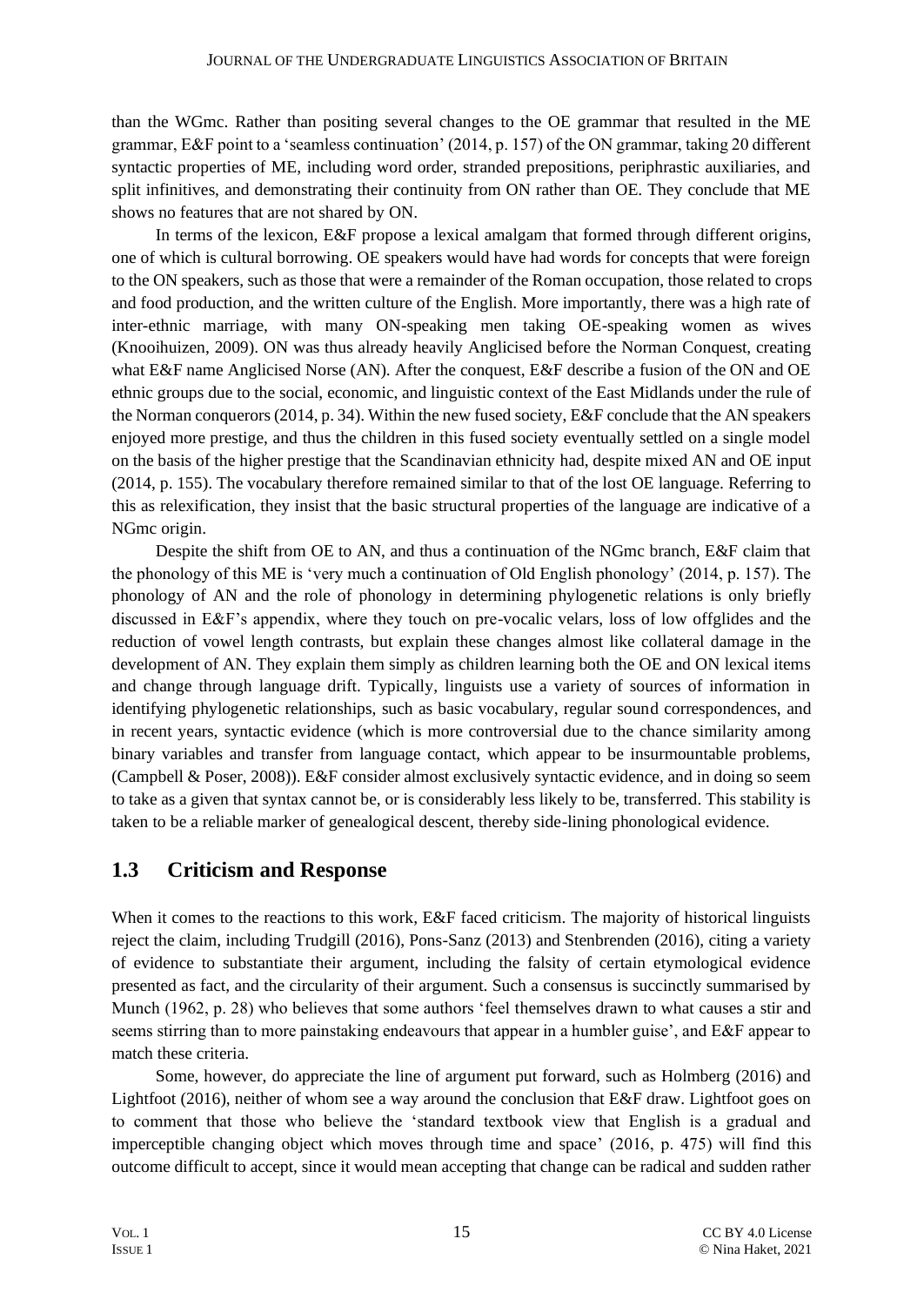than the WGmc. Rather than positing several changes to the OE grammar that resulted in the ME grammar, E&F point to a 'seamless continuation' (2014, p. 157) of the ON grammar, taking 20 different syntactic properties of ME, including word order, stranded prepositions, periphrastic auxiliaries, and split infinitives, and demonstrating their continuity from ON rather than OE. They conclude that ME shows no features that are not shared by ON.

In terms of the lexicon, E&F propose a lexical amalgam that formed through different origins, one of which is cultural borrowing. OE speakers would have had words for concepts that were foreign to the ON speakers, such as those that were a remainder of the Roman occupation, those related to crops and food production, and the written culture of the English. More importantly, there was a high rate of inter-ethnic marriage, with many ON-speaking men taking OE-speaking women as wives (Knooihuizen, 2009). ON was thus already heavily Anglicised before the Norman Conquest, creating what E&F name Anglicised Norse (AN). After the conquest, E&F describe a fusion of the ON and OE ethnic groups due to the social, economic, and linguistic context of the East Midlands under the rule of the Norman conquerors (2014, p. 34). Within the new fused society, E&F conclude that the AN speakers enjoyed more prestige, and thus the children in this fused society eventually settled on a single model on the basis of the higher prestige that the Scandinavian ethnicity had, despite mixed AN and OE input (2014, p. 155). The vocabulary therefore remained similar to that of the lost OE language. Referring to this as relexification, they insist that the basic structural properties of the language are indicative of a NGmc origin.

Despite the shift from OE to AN, and thus a continuation of the NGmc branch, E&F claim that the phonology of this ME is 'very much a continuation of Old English phonology' (2014, p. 157). The phonology of AN and the role of phonology in determining phylogenetic relations is only briefly discussed in E&F's appendix, where they touch on pre-vocalic velars, loss of low offglides and the reduction of vowel length contrasts, but explain these changes almost like collateral damage in the development of AN. They explain them simply as children learning both the OE and ON lexical items and change through language drift. Typically, linguists use a variety of sources of information in identifying phylogenetic relationships, such as basic vocabulary, regular sound correspondences, and in recent years, syntactic evidence (which is more controversial due to the chance similarity among binary variables and transfer from language contact, which appear to be insurmountable problems, (Campbell & Poser, 2008)). E&F consider almost exclusively syntactic evidence, and in doing so seem to take as a given that syntax cannot be, or is considerably less likely to be, transferred. This stability is taken to be a reliable marker of genealogical descent, thereby side-lining phonological evidence.

## 1.3 Criticism and Response

When it comes to the reactions to this work, E&F faced criticism. The majority of historical linguists reject the claim, including Trudgill (2016), Pons-Sanz (2013) and Stenbrenden (2016), citing a variety of evidence to substantiate their argument, including the falsity of certain etymological evidence presented as fact, and the circularity of their argument. Such a consensus is succinctly summarised by Munch (1962, p. 28) who believes that some authors 'feel themselves drawn to what causes a stir and seems stirring than to more painstaking endeavours that appear in a humbler guise', and E&F appear to match these criteria.

Some, however, do appreciate the line of argument put forward, such as Holmberg (2016) and Lightfoot (2016), neither of whom see a way around the conclusion that E&F draw. Lightfoot goes on to comment that those who believe the 'standard textbook view that English is a gradual and imperceptible changing object which moves through time and space' (2016, p. 475) will find this outcome difficult to accept, since it would mean accepting that change can be radical and sudden rather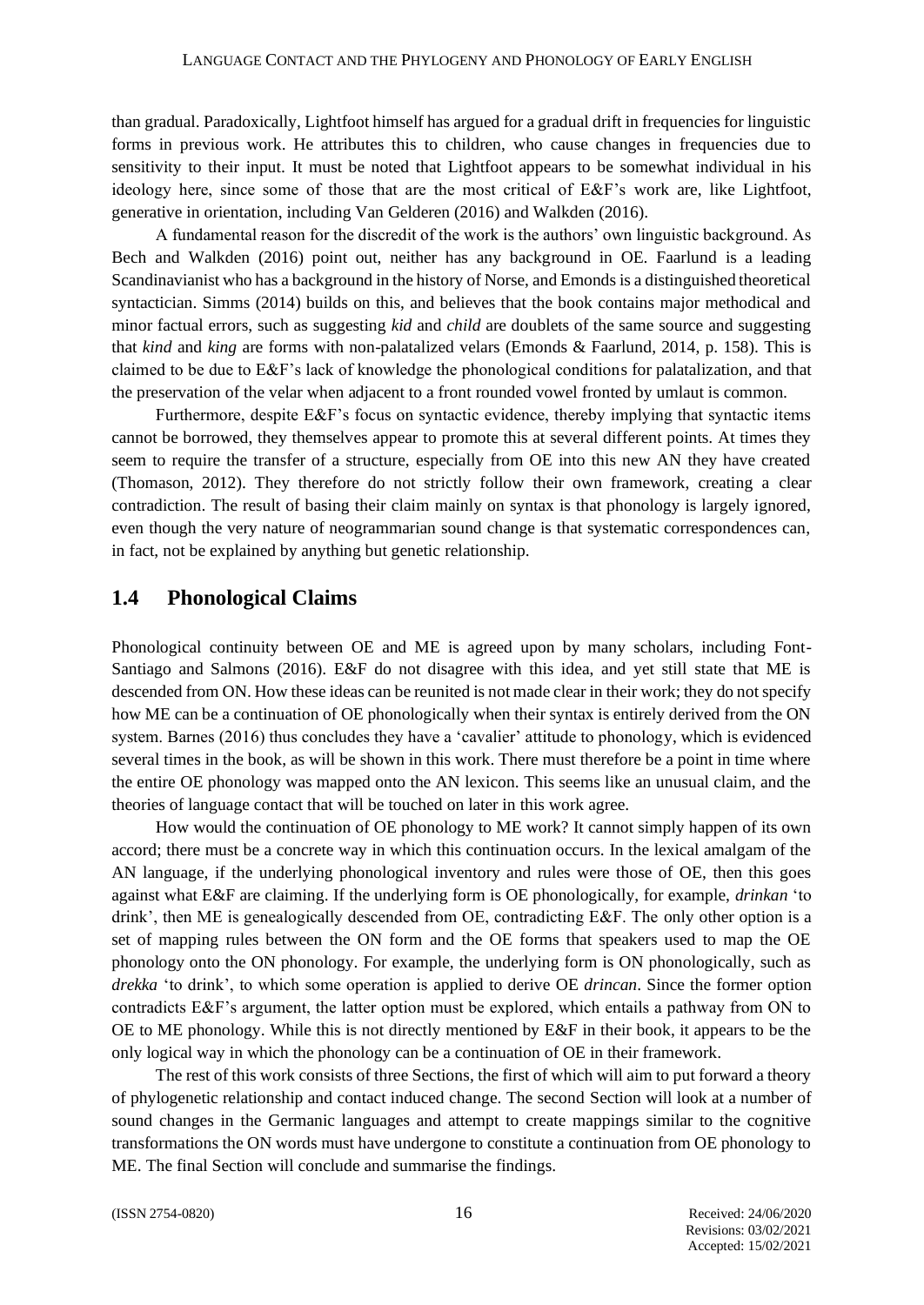than gradual. Paradoxically, Lightfoot himself has argued for a gradual drift in frequencies for linguistic forms in previous work. He attributes this to children, who cause changes in frequencies due to sensitivity to their input. It must be noted that Lightfoot appears to be somewhat individual in his ideology here, since some of those that are the most critical of E&F's work are, like Lightfoot, generative in orientation, including Van Gelderen (2016) and Walkden (2016).

A fundamental reason for the discredit of the work is the authors' own linguistic background. As Bech and Walkden (2016) point out, neither has any background in OE. Faarlund is a leading Scandinavianist who has a background in the history of Norse, and Emonds is a distinguished theoretical syntactician. Simms (2014) builds on this, and believes that the book contains major methodical and minor factual errors, such as suggesting *kid* and *child* are doublets of the same source and suggesting that *kind* and *king* are forms with non-palatalized velars (Emonds & Faarlund, 2014, p. 158). This is claimed to be due to E&F's lack of knowledge the phonological conditions for palatalization, and that the preservation of the velar when adjacent to a front rounded vowel fronted by umlaut is common.

Furthermore, despite E&F's focus on syntactic evidence, thereby implying that syntactic items cannot be borrowed, they themselves appear to promote this at several different points. At times they seem to require the transfer of a structure, especially from OE into this new AN they have created (Thomason, 2012). They therefore do not strictly follow their own framework, creating a clear contradiction. The result of basing their claim mainly on syntax is that phonology is largely ignored, even though the very nature of neogrammarian sound change is that systematic correspondences can, in fact, not be explained by anything but genetic relationship.

## 1.4 Phonological Claims

Phonological continuity between OE and ME is agreed upon by many scholars, including Font-Santiago and Salmons (2016). E&F do not disagree with this idea, and yet still state that ME is descended from ON. How these ideas can be reunited is not made clear in their work; they do not specify how ME can be a continuation of OE phonologically when their syntax is entirely derived from the ON system. Barnes (2016) thus concludes they have a 'cavalier' attitude to phonology, which is evidenced several times in the book, as will be shown in this work. There must therefore be a point in time where the entire OE phonology was mapped onto the AN lexicon. This seems like an unusual claim, and the theories of language contact that will be touched on later in this work agree.

How would the continuation of OE phonology to ME work? It cannot simply happen of its own accord; there must be a concrete way in which this continuation occurs. In the lexical amalgam of the AN language, if the underlying phonological inventory and rules were those of OE, then this goes against what E&F are claiming. If the underlying form is OE phonologically, for example, *drinkan* 'to drink', then ME is genealogically descended from OE, contradicting E&F. The only other option is a set of mapping rules between the ON form and the OE forms that speakers used to map the OE phonology onto the ON phonology. For example, the underlying form is ON phonologically, such as *drekka* 'to drink', to which some operation is applied to derive OE *drincan*. Since the former option contradicts E&F's argument, the latter option must be explored, which entails a pathway from ON to OE to ME phonology. While this is not directly mentioned by E&F in their book, it appears to be the only logical way in which the phonology can be a continuation of OE in their framework.

The rest of this work consists of three Sections, the first of which will aim to put forward a theory of phylogenetic relationship and contact induced change. The second Section will look at a number of sound changes in the Germanic languages and attempt to create mappings similar to the cognitive transformations the ON words must have undergone to constitute a continuation from OE phonology to ME. The final Section will conclude and summarise the findings.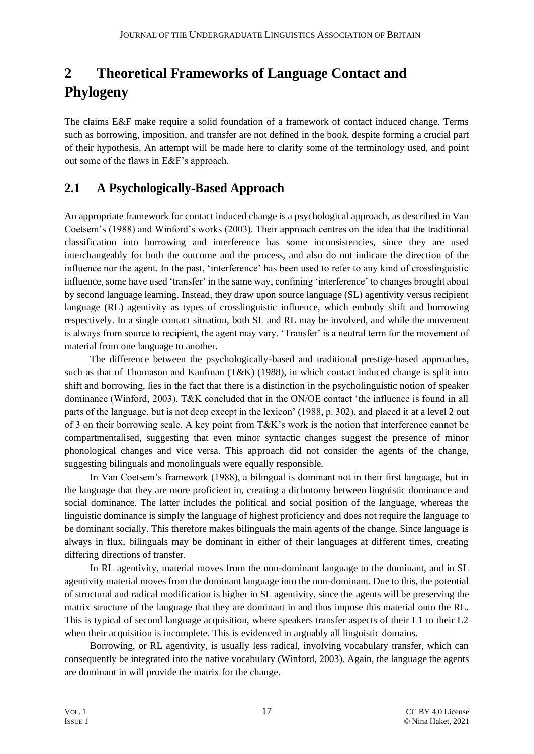# 2 Theoretical Frameworks of Language Contact and Phylogeny

The claims E&F make require a solid foundation of a framework of contact induced change. Terms such as borrowing, imposition, and transfer are not defined in the book, despite forming a crucial part of their hypothesis. An attempt will be made here to clarify some of the terminology used, and point out some of the flaws in E&F's approach.

## 2.1 A Psychologically-Based Approach

An appropriate framework for contact induced change is a psychological approach, as described in Van Coetsem's (1988) and Winford's works (2003). Their approach centres on the idea that the traditional classification into borrowing and interference has some inconsistencies, since they are used interchangeably for both the outcome and the process, and also do not indicate the direction of the influence nor the agent. In the past, 'interference' has been used to refer to any kind of crosslinguistic influence, some have used 'transfer' in the same way, confining 'interference' to changes brought about by second language learning. Instead, they draw upon source language (SL) agentivity versus recipient language (RL) agentivity as types of crosslinguistic influence, which embody shift and borrowing respectively. In a single contact situation, both SL and RL may be involved, and while the movement is always from source to recipient, the agent may vary. 'Transfer' is a neutral term for the movement of material from one language to another.

The difference between the psychologically-based and traditional prestige-based approaches, such as that of Thomason and Kaufman (T&K) (1988), in which contact induced change is split into shift and borrowing, lies in the fact that there is a distinction in the psycholinguistic notion of speaker dominance (Winford, 2003). T&K concluded that in the ON/OE contact 'the influence is found in all parts of the language, but is not deep except in the lexicon' (1988, p. 302), and placed it at a level 2 out of 3 on their borrowing scale. A key point from T&K's work is the notion that interference cannot be compartmentalised, suggesting that even minor syntactic changes suggest the presence of minor phonological changes and vice versa. This approach did not consider the agents of the change, suggesting bilinguals and monolinguals were equally responsible.

In Van Coetsem's framework (1988), a bilingual is dominant not in their first language, but in the language that they are more proficient in, creating a dichotomy between linguistic dominance and social dominance. The latter includes the political and social position of the language, whereas the linguistic dominance is simply the language of highest proficiency and does not require the language to be dominant socially. This therefore makes bilinguals the main agents of the change. Since language is always in flux, bilinguals may be dominant in either of their languages at different times, creating differing directions of transfer.

In RL agentivity, material moves from the non-dominant language to the dominant, and in SL agentivity material moves from the dominant language into the non-dominant. Due to this, the potential of structural and radical modification is higher in SL agentivity, since the agents will be preserving the matrix structure of the language that they are dominant in and thus impose this material onto the RL. This is typical of second language acquisition, where speakers transfer aspects of their L1 to their L2 when their acquisition is incomplete. This is evidenced in arguably all linguistic domains.

Borrowing, or RL agentivity, is usually less radical, involving vocabulary transfer, which can consequently be integrated into the native vocabulary (Winford, 2003). Again, the language the agents are dominant in will provide the matrix for the change.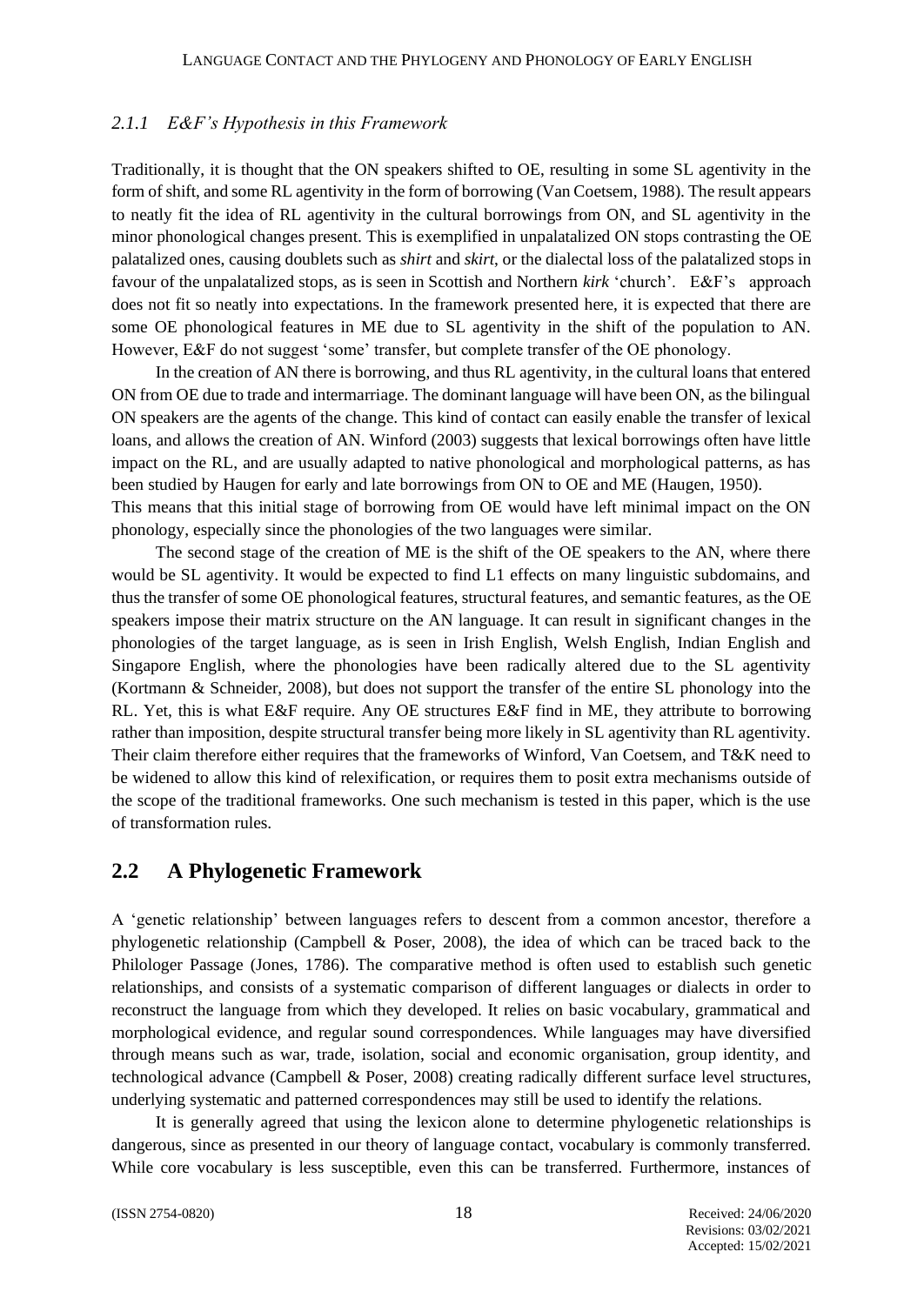### *2.1.1 E&F's Hypothesis in this Framework*

Traditionally, it is thought that the ON speakers shifted to OE, resulting in some SL agentivity in the form of shift, and some RL agentivity in the form of borrowing (Van Coetsem, 1988). The result appears to neatly fit the idea of RL agentivity in the cultural borrowings from ON, and SL agentivity in the minor phonological changes present. This is exemplified in unpalatalized ON stops contrasting the OE palatalized ones, causing doublets such as *shirt* and *skirt*, or the dialectal loss of the palatalized stops in favour of the unpalatalized stops, as is seen in Scottish and Northern *kirk* 'church'. E&F's approach does not fit so neatly into expectations. In the framework presented here, it is expected that there are some OE phonological features in ME due to SL agentivity in the shift of the population to AN. However, E&F do not suggest 'some' transfer, but complete transfer of the OE phonology.

In the creation of AN there is borrowing, and thus RL agentivity, in the cultural loans that entered ON from OE due to trade and intermarriage. The dominant language will have been ON, as the bilingual ON speakers are the agents of the change. This kind of contact can easily enable the transfer of lexical loans, and allows the creation of AN. Winford (2003) suggests that lexical borrowings often have little impact on the RL, and are usually adapted to native phonological and morphological patterns, as has been studied by Haugen for early and late borrowings from ON to OE and ME (Haugen, 1950).
This means that this initial stage of borrowing from OE would have left minimal impact on the ON phonology, especially since the phonologies of the two languages were similar.

The second stage of the creation of ME is the shift of the OE speakers to the AN, where there would be SL agentivity. It would be expected to find L1 effects on many linguistic subdomains, and thus the transfer of some OE phonological features, structural features, and semantic features, as the OE speakers impose their matrix structure on the AN language. It can result in significant changes in the phonologies of the target language, as is seen in Irish English, Welsh English, Indian English and Singapore English, where the phonologies have been radically altered due to the SL agentivity (Kortmann & Schneider, 2008), but does not support the transfer of the entire SL phonology into the RL. Yet, this is what E&F require. Any OE structures E&F find in ME, they attribute to borrowing rather than imposition, despite structural transfer being more likely in SL agentivity than RL agentivity. Their claim therefore either requires that the frameworks of Winford, Van Coetsem, and T&K need to be widened to allow this kind of relexification, or requires them to posit extra mechanisms outside of the scope of the traditional frameworks. One such mechanism is tested in this paper, which is the use of transformation rules.

## 2.2 A Phylogenetic Framework

A 'genetic relationship' between languages refers to descent from a common ancestor, therefore a phylogenetic relationship (Campbell & Poser, 2008), the idea of which can be traced back to the Philologer Passage (Jones, 1786). The comparative method is often used to establish such genetic relationships, and consists of a systematic comparison of different languages or dialects in order to reconstruct the language from which they developed. It relies on basic vocabulary, grammatical and morphological evidence, and regular sound correspondences. While languages may have diversified through means such as war, trade, isolation, social and economic organisation, group identity, and technological advance (Campbell & Poser, 2008) creating radically different surface level structures, underlying systematic and patterned correspondences may still be used to identify the relations.

It is generally agreed that using the lexicon alone to determine phylogenetic relationships is dangerous, since as presented in our theory of language contact, vocabulary is commonly transferred. While core vocabulary is less susceptible, even this can be transferred. Furthermore, instances of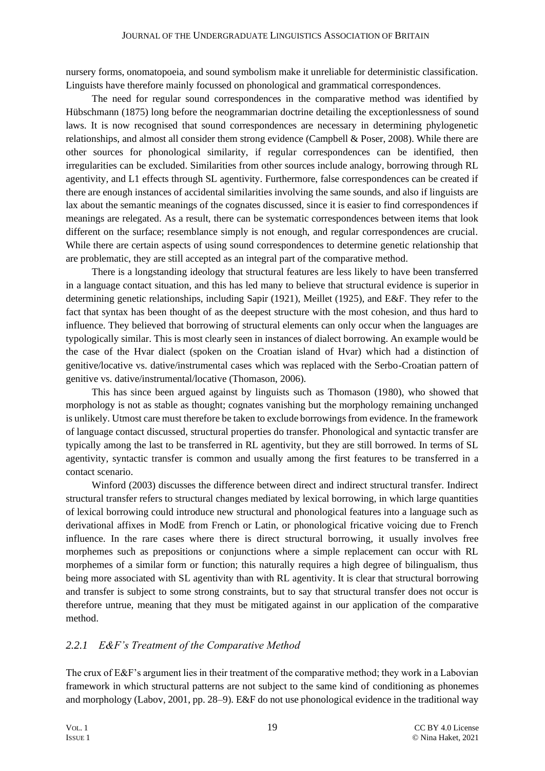nursery forms, onomatopoeia, and sound symbolism make it unreliable for deterministic classification. Linguists have therefore mainly focussed on phonological and grammatical correspondences.

The need for regular sound correspondences in the comparative method was identified by Hübschmann (1875) long before the neogrammarian doctrine detailing the exceptionlessness of sound laws. It is now recognised that sound correspondences are necessary in determining phylogenetic relationships, and almost all consider them strong evidence (Campbell & Poser, 2008). While there are other sources for phonological similarity, if regular correspondences can be identified, then irregularities can be excluded. Similarities from other sources include analogy, borrowing through RL agentivity, and L1 effects through SL agentivity. Furthermore, false correspondences can be created if there are enough instances of accidental similarities involving the same sounds, and also if linguists are lax about the semantic meanings of the cognates discussed, since it is easier to find correspondences if meanings are relegated. As a result, there can be systematic correspondences between items that look different on the surface; resemblance simply is not enough, and regular correspondences are crucial. While there are certain aspects of using sound correspondences to determine genetic relationship that are problematic, they are still accepted as an integral part of the comparative method.

There is a longstanding ideology that structural features are less likely to have been transferred in a language contact situation, and this has led many to believe that structural evidence is superior in determining genetic relationships, including Sapir (1921), Meillet (1925), and E&F. They refer to the fact that syntax has been thought of as the deepest structure with the most cohesion, and thus hard to influence. They believed that borrowing of structural elements can only occur when the languages are typologically similar. This is most clearly seen in instances of dialect borrowing. An example would be the case of the Hvar dialect (spoken on the Croatian island of Hvar) which had a distinction of genitive/locative vs. dative/instrumental cases which was replaced with the Serbo-Croatian pattern of genitive vs. dative/instrumental/locative (Thomason, 2006).

This has since been argued against by linguists such as Thomason (1980), who showed that morphology is not as stable as thought; cognates vanishing but the morphology remaining unchanged is unlikely. Utmost care must therefore be taken to exclude borrowings from evidence. In the framework of language contact discussed, structural properties do transfer. Phonological and syntactic transfer are typically among the last to be transferred in RL agentivity, but they are still borrowed. In terms of SL agentivity, syntactic transfer is common and usually among the first features to be transferred in a contact scenario.

Winford (2003) discusses the difference between direct and indirect structural transfer. Indirect structural transfer refers to structural changes mediated by lexical borrowing, in which large quantities of lexical borrowing could introduce new structural and phonological features into a language such as derivational affixes in ModE from French or Latin, or phonological fricative voicing due to French influence. In the rare cases where there is direct structural borrowing, it usually involves free morphemes such as prepositions or conjunctions where a simple replacement can occur with RL morphemes of a similar form or function; this naturally requires a high degree of bilingualism, thus being more associated with SL agentivity than with RL agentivity. It is clear that structural borrowing and transfer is subject to some strong constraints, but to say that structural transfer does not occur is therefore untrue, meaning that they must be mitigated against in our application of the comparative method.

### *2.2.1 E&F's Treatment of the Comparative Method*

The crux of E&F's argument lies in their treatment of the comparative method; they work in a Labovian framework in which structural patterns are not subject to the same kind of conditioning as phonemes and morphology (Labov, 2001, pp. 28–9). E&F do not use phonological evidence in the traditional way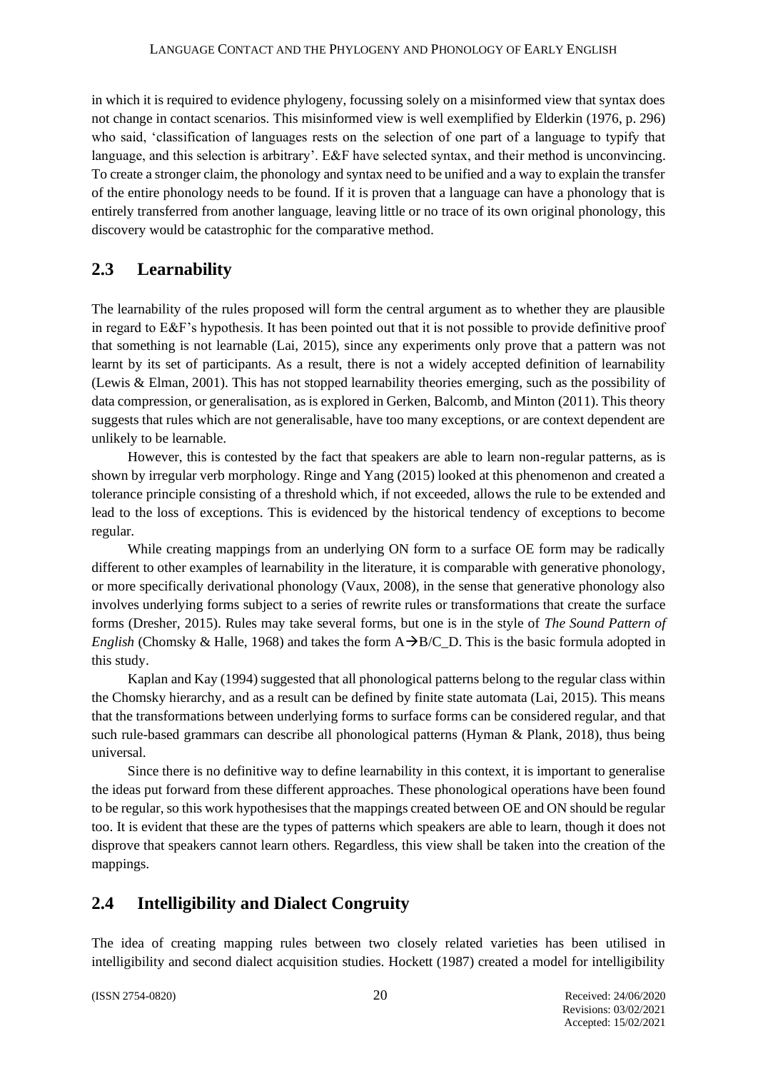in which it is required to evidence phylogeny, focussing solely on a misinformed view that syntax does not change in contact scenarios. This misinformed view is well exemplified by Elderkin (1976, p. 296) who said, 'classification of languages rests on the selection of one part of a language to typify that language, and this selection is arbitrary'. E&F have selected syntax, and their method is unconvincing. To create a stronger claim, the phonology and syntax need to be unified and a way to explain the transfer of the entire phonology needs to be found. If it is proven that a language can have a phonology that is entirely transferred from another language, leaving little or no trace of its own original phonology, this discovery would be catastrophic for the comparative method.

## 2.3 Learnability

The learnability of the rules proposed will form the central argument as to whether they are plausible in regard to E&F's hypothesis. It has been pointed out that it is not possible to provide definitive proof that something is not learnable (Lai, 2015), since any experiments only prove that a pattern was not learnt by its set of participants. As a result, there is not a widely accepted definition of learnability (Lewis & Elman, 2001). This has not stopped learnability theories emerging, such as the possibility of data compression, or generalisation, as is explored in Gerken, Balcomb, and Minton (2011). This theory suggests that rules which are not generalisable, have too many exceptions, or are context dependent are unlikely to be learnable.

However, this is contested by the fact that speakers are able to learn non-regular patterns, as is shown by irregular verb morphology. Ringe and Yang (2015) looked at this phenomenon and created a tolerance principle consisting of a threshold which, if not exceeded, allows the rule to be extended and lead to the loss of exceptions. This is evidenced by the historical tendency of exceptions to become regular.

While creating mappings from an underlying ON form to a surface OE form may be radically different to other examples of learnability in the literature, it is comparable with generative phonology, or more specifically derivational phonology (Vaux, 2008), in the sense that generative phonology also involves underlying forms subject to a series of rewrite rules or transformations that create the surface forms (Dresher, 2015). Rules may take several forms, but one is in the style of *The Sound Pattern of English* (Chomsky & Halle, 1968) and takes the form A→B/C_D. This is the basic formula adopted in this study.

Kaplan and Kay (1994) suggested that all phonological patterns belong to the regular class within the Chomsky hierarchy, and as a result can be defined by finite state automata (Lai, 2015). This means that the transformations between underlying forms to surface forms can be considered regular, and that such rule-based grammars can describe all phonological patterns (Hyman & Plank, 2018), thus being universal.

Since there is no definitive way to define learnability in this context, it is important to generalise the ideas put forward from these different approaches. These phonological operations have been found to be regular, so this work hypothesises that the mappings created between OE and ON should be regular too. It is evident that these are the types of patterns which speakers are able to learn, though it does not disprove that speakers cannot learn others. Regardless, this view shall be taken into the creation of the mappings.

## 2.4 Intelligibility and Dialect Congruity

The idea of creating mapping rules between two closely related varieties has been utilised in intelligibility and second dialect acquisition studies. Hockett (1987) created a model for intelligibility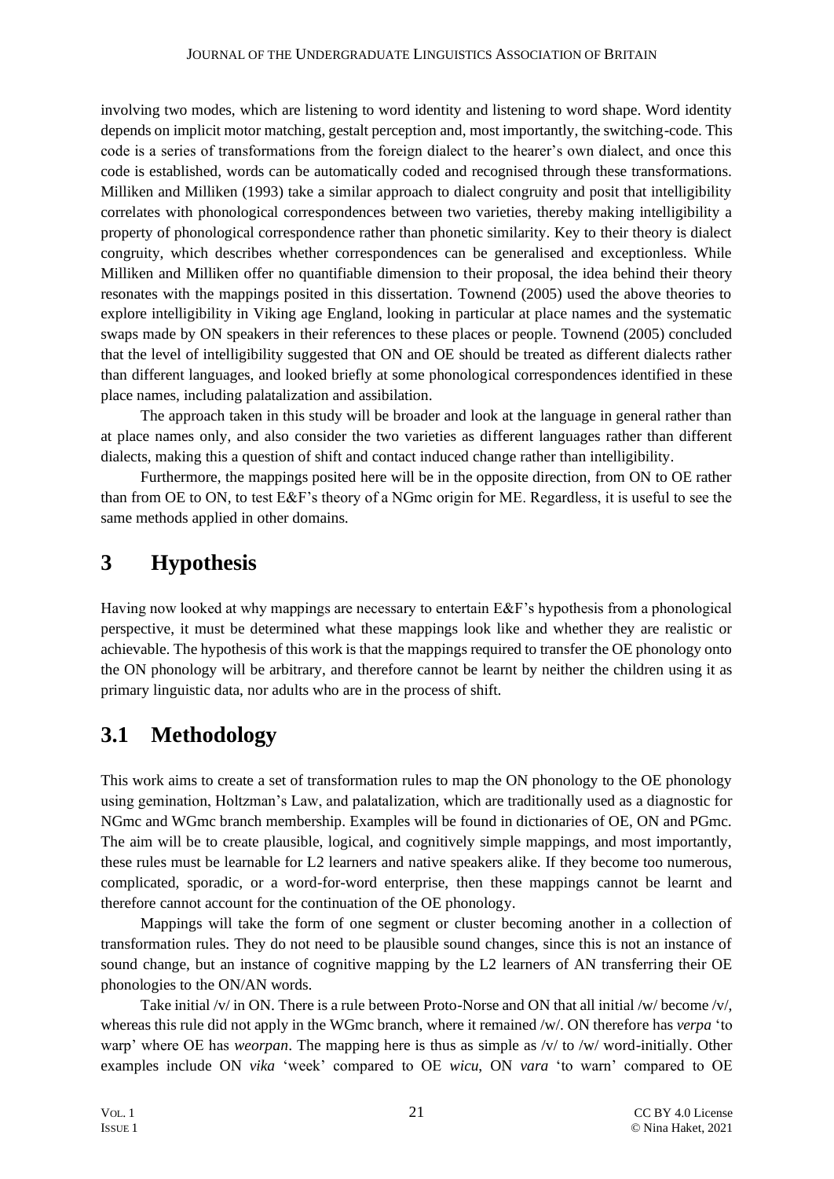involving two modes, which are listening to word identity and listening to word shape. Word identity depends on implicit motor matching, gestalt perception and, most importantly, the switching-code. This code is a series of transformations from the foreign dialect to the hearer's own dialect, and once this code is established, words can be automatically coded and recognised through these transformations. Milliken and Milliken (1993) take a similar approach to dialect congruity and posit that intelligibility correlates with phonological correspondences between two varieties, thereby making intelligibility a property of phonological correspondence rather than phonetic similarity. Key to their theory is dialect congruity, which describes whether correspondences can be generalised and exceptionless. While Milliken and Milliken offer no quantifiable dimension to their proposal, the idea behind their theory resonates with the mappings posited in this dissertation. Townend (2005) used the above theories to explore intelligibility in Viking age England, looking in particular at place names and the systematic swaps made by ON speakers in their references to these places or people. Townend (2005) concluded that the level of intelligibility suggested that ON and OE should be treated as different dialects rather than different languages, and looked briefly at some phonological correspondences identified in these place names, including palatalization and assibilation.

The approach taken in this study will be broader and look at the language in general rather than at place names only, and also consider the two varieties as different languages rather than different dialects, making this a question of shift and contact induced change rather than intelligibility.

Furthermore, the mappings posited here will be in the opposite direction, from ON to OE rather than from OE to ON, to test E&F's theory of a NGmc origin for ME. Regardless, it is useful to see the same methods applied in other domains.

# 3 Hypothesis

Having now looked at why mappings are necessary to entertain E&F's hypothesis from a phonological perspective, it must be determined what these mappings look like and whether they are realistic or achievable. The hypothesis of this work is that the mappings required to transfer the OE phonology onto the ON phonology will be arbitrary, and therefore cannot be learnt by neither the children using it as primary linguistic data, nor adults who are in the process of shift.

## 3.1 Methodology

This work aims to create a set of transformation rules to map the ON phonology to the OE phonology using gemination, Holtzman's Law, and palatalization, which are traditionally used as a diagnostic for NGmc and WGmc branch membership. Examples will be found in dictionaries of OE, ON and PGmc. The aim will be to create plausible, logical, and cognitively simple mappings, and most importantly, these rules must be learnable for L2 learners and native speakers alike. If they become too numerous, complicated, sporadic, or a word-for-word enterprise, then these mappings cannot be learnt and therefore cannot account for the continuation of the OE phonology.

Mappings will take the form of one segment or cluster becoming another in a collection of transformation rules. They do not need to be plausible sound changes, since this is not an instance of sound change, but an instance of cognitive mapping by the L2 learners of AN transferring their OE phonologies to the ON/AN words.

Take initial /v/ in ON. There is a rule between Proto-Norse and ON that all initial /w/ become /v/, whereas this rule did not apply in the WGmc branch, where it remained /w/. ON therefore has *verpa* 'to warp' where OE has *weorpan*. The mapping here is thus as simple as /v/ to /w/ word-initially. Other examples include ON *vika* 'week' compared to OE *wicu*, ON *vara* 'to warn' compared to OE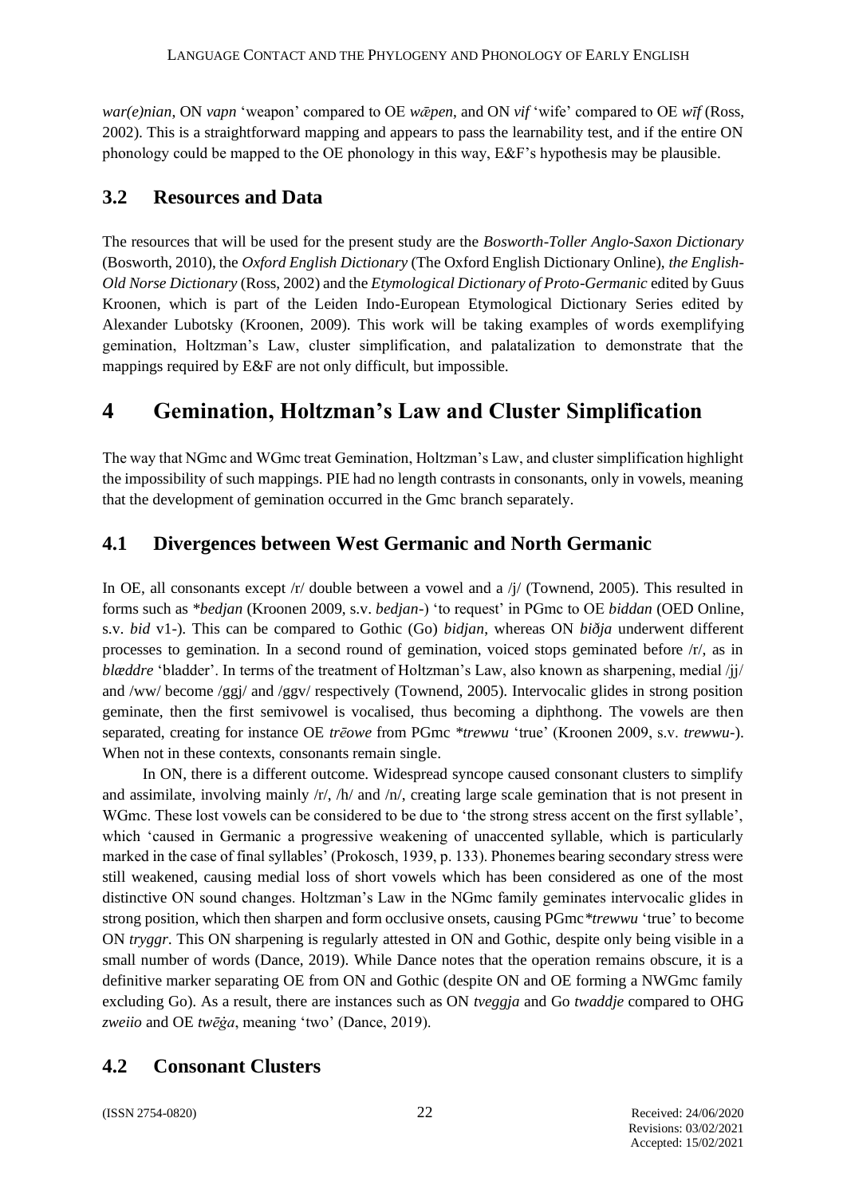*war(e)nian*, ON *vapn* 'weapon' compared to OE *wǣpen*, and ON *vif* 'wife' compared to OE *wīf* (Ross, 2002). This is a straightforward mapping and appears to pass the learnability test, and if the entire ON phonology could be mapped to the OE phonology in this way, E&F's hypothesis may be plausible.

## 3.2 Resources and Data

The resources that will be used for the present study are the *Bosworth-Toller Anglo-Saxon Dictionary* (Bosworth, 2010), the *Oxford English Dictionary* (The Oxford English Dictionary Online), *the English-Old Norse Dictionary* (Ross, 2002) and the *Etymological Dictionary of Proto-Germanic* edited by Guus Kroonen, which is part of the Leiden Indo-European Etymological Dictionary Series edited by Alexander Lubotsky (Kroonen, 2009). This work will be taking examples of words exemplifying gemination, Holtzman's Law, cluster simplification, and palatalization to demonstrate that the mappings required by E&F are not only difficult, but impossible.

# 4 Gemination, Holtzman's Law and Cluster Simplification

The way that NGmc and WGmc treat Gemination, Holtzman's Law, and cluster simplification highlight the impossibility of such mappings. PIE had no length contrasts in consonants, only in vowels, meaning that the development of gemination occurred in the Gmc branch separately.

## 4.1 Divergences between West Germanic and North Germanic

In OE, all consonants except /r/ double between a vowel and a /j/ (Townend, 2005). This resulted in forms such as *\*bedjan* (Kroonen 2009, s.v. *bedjan-*) 'to request' in PGmc to OE *biddan* (OED Online, s.v. *bid* v1-). This can be compared to Gothic (Go) *bidjan*, whereas ON *biðja* underwent different processes to gemination. In a second round of gemination, voiced stops geminated before /r/, as in *blæddre* 'bladder'. In terms of the treatment of Holtzman's Law, also known as sharpening, medial /jj/ and /ww/ become /ggj/ and /ggv/ respectively (Townend, 2005). Intervocalic glides in strong position geminate, then the first semivowel is vocalised, thus becoming a diphthong. The vowels are then separated, creating for instance OE *trēowe* from PGmc *\*trewwu* 'true' (Kroonen 2009, s.v. *trewwu-*). When not in these contexts, consonants remain single.

In ON, there is a different outcome. Widespread syncope caused consonant clusters to simplify and assimilate, involving mainly /r/, /h/ and /n/, creating large scale gemination that is not present in WGmc. These lost vowels can be considered to be due to 'the strong stress accent on the first syllable', which 'caused in Germanic a progressive weakening of unaccented syllable, which is particularly marked in the case of final syllables' (Prokosch, 1939, p. 133). Phonemes bearing secondary stress were still weakened, causing medial loss of short vowels which has been considered as one of the most distinctive ON sound changes. Holtzman's Law in the NGmc family geminates intervocalic glides in strong position, which then sharpen and form occlusive onsets, causing PGmc *\*trewwu* 'true' to become ON *tryggr*. This ON sharpening is regularly attested in ON and Gothic, despite only being visible in a small number of words (Dance, 2019). While Dance notes that the operation remains obscure, it is a definitive marker separating OE from ON and Gothic (despite ON and OE forming a NWGmc family excluding Go). As a result, there are instances such as ON *tveggja* and Go *twaddje* compared to OHG *zweiio* and OE *twēġa*, meaning 'two' (Dance, 2019).

## 4.2 Consonant Clusters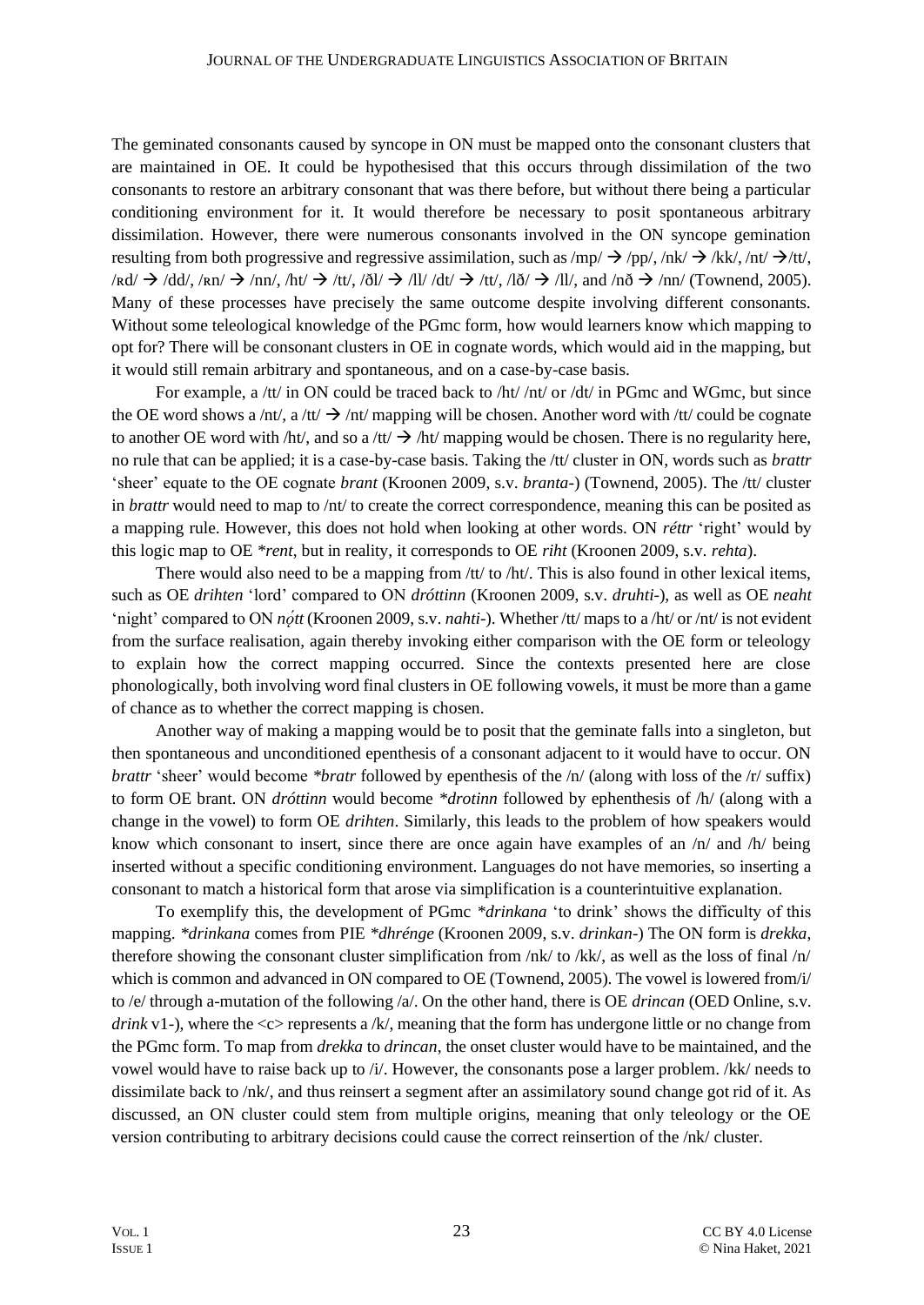The geminated consonants caused by syncope in ON must be mapped onto the consonant clusters that are maintained in OE. It could be hypothesised that this occurs through dissimilation of the two consonants to restore an arbitrary consonant that was there before, but without there being a particular conditioning environment for it. It would therefore be necessary to posit spontaneous arbitrary dissimilation. However, there were numerous consonants involved in the ON syncope gemination resulting from both progressive and regressive assimilation, such as /mp/ → /pp/, /nk/ → /kk/, /nt/ →/tt/, /ʀd/ → /dd/, /ʀn/ → /nn/, /ht/ → /tt/, /ðl/ → /ll/ /dt/ → /tt/, /lð/ → /ll/, and /nð → /nn/ (Townend, 2005). Many of these processes have precisely the same outcome despite involving different consonants. Without some teleological knowledge of the PGmc form, how would learners know which mapping to opt for? There will be consonant clusters in OE in cognate words, which would aid in the mapping, but it would still remain arbitrary and spontaneous, and on a case-by-case basis.

For example, a /tt/ in ON could be traced back to /ht/ /nt/ or /dt/ in PGmc and WGmc, but since the OE word shows a /nt/, a /tt/ → /nt/ mapping will be chosen. Another word with /tt/ could be cognate to another OE word with /ht/, and so a /tt/ → /ht/ mapping would be chosen. There is no regularity here, no rule that can be applied; it is a case-by-case basis. Taking the /tt/ cluster in ON, words such as *brattr* 'sheer' equate to the OE cognate *brant* (Kroonen 2009, s.v. *branta-*) (Townend, 2005). The /tt/ cluster in *brattr* would need to map to /nt/ to create the correct correspondence, meaning this can be posited as a mapping rule. However, this does not hold when looking at other words. ON *réttr* 'right' would by this logic map to OE *\*rent*, but in reality, it corresponds to OE *riht* (Kroonen 2009, s.v. *rehta*).

There would also need to be a mapping from /tt/ to /ht/. This is also found in other lexical items, such as OE *drihten* 'lord' compared to ON *dróttinn* (Kroonen 2009, s.v. *druhti-*), as well as OE *neaht* 'night' compared to ON *nǫ́tt* (Kroonen 2009, s.v. *nahti-*). Whether /tt/ maps to a /ht/ or /nt/ is not evident from the surface realisation, again thereby invoking either comparison with the OE form or teleology to explain how the correct mapping occurred. Since the contexts presented here are close phonologically, both involving word final clusters in OE following vowels, it must be more than a game of chance as to whether the correct mapping is chosen.

Another way of making a mapping would be to posit that the geminate falls into a singleton, but then spontaneous and unconditioned epenthesis of a consonant adjacent to it would have to occur. ON *brattr* 'sheer' would become *\*bratr* followed by epenthesis of the /n/ (along with loss of the /r/ suffix) to form OE brant. ON *dróttinn* would become *\*drotinn* followed by ephenthesis of /h/ (along with a change in the vowel) to form OE *drihten*. Similarly, this leads to the problem of how speakers would know which consonant to insert, since there are once again have examples of an /n/ and /h/ being inserted without a specific conditioning environment. Languages do not have memories, so inserting a consonant to match a historical form that arose via simplification is a counterintuitive explanation.

To exemplify this, the development of PGmc *\*drinkana* 'to drink' shows the difficulty of this mapping. *\*drinkana* comes from PIE *\*dhrénge* (Kroonen 2009, s.v. *drinkan-*) The ON form is *drekka*, therefore showing the consonant cluster simplification from /nk/ to /kk/, as well as the loss of final /n/ which is common and advanced in ON compared to OE (Townend, 2005). The vowel is lowered from/i/ to /e/ through a-mutation of the following /a/. On the other hand, there is OE *drincan* (OED Online, s.v. *drink* v1-), where the <c> represents a /k/, meaning that the form has undergone little or no change from the PGmc form. To map from *drekka* to *drincan*, the onset cluster would have to be maintained, and the vowel would have to raise back up to /i/. However, the consonants pose a larger problem. /kk/ needs to dissimilate back to /nk/, and thus reinsert a segment after an assimilatory sound change got rid of it. As discussed, an ON cluster could stem from multiple origins, meaning that only teleology or the OE version contributing to arbitrary decisions could cause the correct reinsertion of the /nk/ cluster.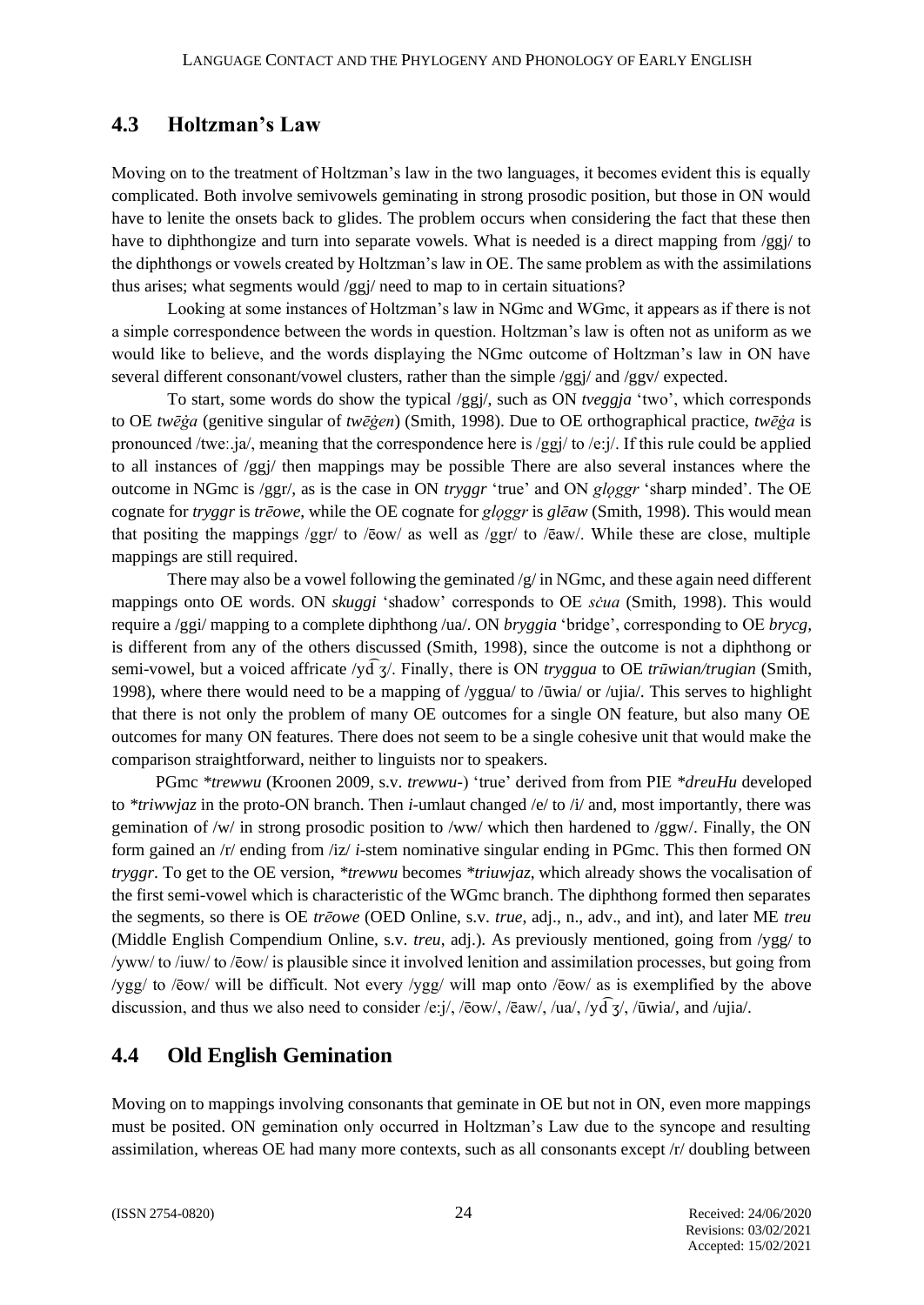## 4.3 Holtzman's Law

Moving on to the treatment of Holtzman's law in the two languages, it becomes evident this is equally complicated. Both involve semivowels geminating in strong prosodic position, but those in ON would have to lenite the onsets back to glides. The problem occurs when considering the fact that these then have to diphthongize and turn into separate vowels. What is needed is a direct mapping from /ggj/ to the diphthongs or vowels created by Holtzman's law in OE. The same problem as with the assimilations thus arises; what segments would /ggj/ need to map to in certain situations?

Looking at some instances of Holtzman's law in NGmc and WGmc, it appears as if there is not a simple correspondence between the words in question. Holtzman's law is often not as uniform as we would like to believe, and the words displaying the NGmc outcome of Holtzman's law in ON have several different consonant/vowel clusters, rather than the simple /ggj/ and /ggv/ expected.

To start, some words do show the typical /ggj/, such as ON *tveggja* 'two', which corresponds to OE *twēġa* (genitive singular of *twēġen*) (Smith, 1998). Due to OE orthographical practice, *twēġa* is pronounced /twe:.ja/, meaning that the correspondence here is /ggj/ to /e:j/. If this rule could be applied to all instances of /ggj/ then mappings may be possible There are also several instances where the outcome in NGmc is /ggr/, as is the case in ON *tryggr* 'true' and ON *glǫggr* 'sharp minded'. The OE cognate for *tryggr* is *trēowe*, while the OE cognate for *glǫggr* is *glēaw* (Smith, 1998). This would mean that positing the mappings /ggr/ to /ēow/ as well as /ggr/ to /ēaw/. While these are close, multiple mappings are still required.

There may also be a vowel following the geminated /g/ in NGmc, and these again need different mappings onto OE words. ON *skuggi* 'shadow' corresponds to OE *sċua* (Smith, 1998). This would require a /ggi/ mapping to a complete diphthong /ua/. ON *bryggia* 'bridge', corresponding to OE *brycg,* is different from any of the others discussed (Smith, 1998), since the outcome is not a diphthong or semi-vowel, but a voiced affricate /yd͡ʒ/. Finally, there is ON *tryggua* to OE *trūwian/trugian* (Smith, 1998), where there would need to be a mapping of /yggua/ to /ūwia/ or /ujia/. This serves to highlight that there is not only the problem of many OE outcomes for a single ON feature, but also many OE outcomes for many ON features. There does not seem to be a single cohesive unit that would make the comparison straightforward, neither to linguists nor to speakers.

PGmc *\*trewwu* (Kroonen 2009, s.v. *trewwu-*) 'true' derived from from PIE *\*dreuHu* developed to *\*triwwjaz* in the proto-ON branch. Then *i*-umlaut changed /e/ to /i/ and, most importantly, there was gemination of /w/ in strong prosodic position to /ww/ which then hardened to /ggw/. Finally, the ON form gained an /r/ ending from /iz/ *i*-stem nominative singular ending in PGmc. This then formed ON *tryggr*. To get to the OE version, *\*trewwu* becomes *\*triuwjaz*, which already shows the vocalisation of the first semi-vowel which is characteristic of the WGmc branch. The diphthong formed then separates the segments, so there is OE *trēowe* (OED Online, s.v. *true*, adj., n., adv., and int), and later ME *treu* (Middle English Compendium Online, s.v. *treu*, adj.). As previously mentioned, going from /ygg/ to /yww/ to /iuw/ to /ēow/ is plausible since it involved lenition and assimilation processes, but going from /ygg/ to /ēow/ will be difficult. Not every /ygg/ will map onto /ēow/ as is exemplified by the above discussion, and thus we also need to consider /e:j/, /ēow/, /ēaw/, /ua/, /yd͡ʒ/, /ūwia/, and /ujia/.

## 4.4 Old English Gemination

Moving on to mappings involving consonants that geminate in OE but not in ON, even more mappings must be posited. ON gemination only occurred in Holtzman's Law due to the syncope and resulting assimilation, whereas OE had many more contexts, such as all consonants except /r/ doubling between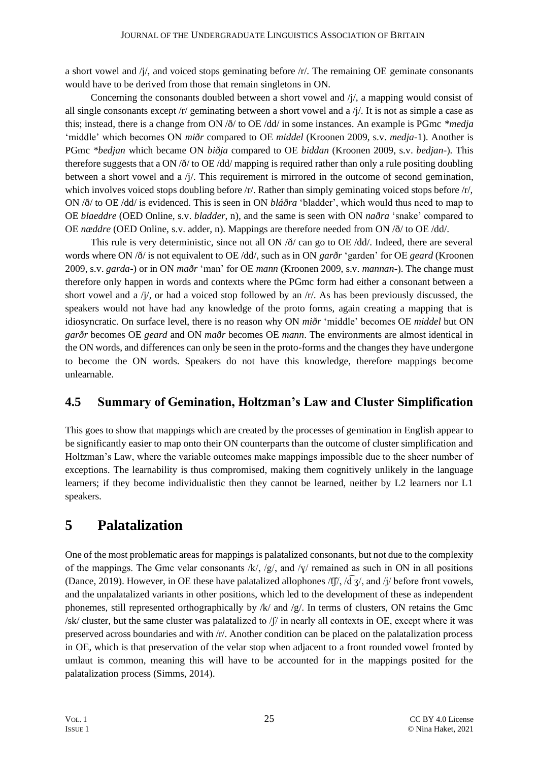a short vowel and /j/, and voiced stops geminating before /r/. The remaining OE geminate consonants would have to be derived from those that remain singletons in ON.

Concerning the consonants doubled between a short vowel and /j/, a mapping would consist of all single consonants except /r/ geminating between a short vowel and a /j/. It is not as simple a case as this; instead, there is a change from ON /ð/ to OE /dd/ in some instances. An example is PGmc *\*medja* 'middle' which becomes ON *miðr* compared to OE *middel* (Kroonen 2009, s.v. *medja*-1). Another is PGmc *\*bedjan* which became ON *biðja* compared to OE *biddan* (Kroonen 2009, s.v. *bedjan*-). This therefore suggests that a ON /ð/ to OE /dd/ mapping is required rather than only a rule positing doubling between a short vowel and a /j/. This requirement is mirrored in the outcome of second gemination, which involves voiced stops doubling before /r/. Rather than simply geminating voiced stops before /r/, ON /ð/ to OE /dd/ is evidenced. This is seen in ON *bláðra* 'bladder', which would thus need to map to OE *blaeddre* (OED Online, s.v. *bladder*, n), and the same is seen with ON *naðra* 'snake' compared to OE *næddre* (OED Online, s.v. adder, n). Mappings are therefore needed from ON /ð/ to OE /dd/.

This rule is very deterministic, since not all ON /ð/ can go to OE /dd/. Indeed, there are several words where ON /ð/ is not equivalent to OE /dd/, such as in ON *garðr* 'garden' for OE *geard* (Kroonen 2009, s.v. *garda*-) or in ON *maðr* 'man' for OE *mann* (Kroonen 2009, s.v. *mannan*-). The change must therefore only happen in words and contexts where the PGmc form had either a consonant between a short vowel and a /j/, or had a voiced stop followed by an /r/. As has been previously discussed, the speakers would not have had any knowledge of the proto forms, again creating a mapping that is idiosyncratic. On surface level, there is no reason why ON *miðr* 'middle' becomes OE *middel* but ON *garðr* becomes OE *geard* and ON *maðr* becomes OE *mann*. The environments are almost identical in the ON words, and differences can only be seen in the proto-forms and the changes they have undergone to become the ON words. Speakers do not have this knowledge, therefore mappings become unlearnable.

### 4.5 Summary of Gemination, Holtzman's Law and Cluster Simplification

This goes to show that mappings which are created by the processes of gemination in English appear to be significantly easier to map onto their ON counterparts than the outcome of cluster simplification and Holtzman's Law, where the variable outcomes make mappings impossible due to the sheer number of exceptions. The learnability is thus compromised, making them cognitively unlikely in the language learners; if they become individualistic then they cannot be learned, neither by L2 learners nor L1 speakers.

## 5 Palatalization

One of the most problematic areas for mappings is palatalized consonants, but not due to the complexity of the mappings. The Gmc velar consonants /k/, /g/, and /ɣ/ remained as such in ON in all positions (Dance, 2019). However, in OE these have palatalized allophones /ʧ/, /d͡ʒ/, and /j/ before front vowels, and the unpalatalized variants in other positions, which led to the development of these as independent phonemes, still represented orthographically by /k/ and /g/. In terms of clusters, ON retains the Gmc /sk/ cluster, but the same cluster was palatalized to /ʃ/ in nearly all contexts in OE, except where it was preserved across boundaries and with /r/. Another condition can be placed on the palatalization process in OE, which is that preservation of the velar stop when adjacent to a front rounded vowel fronted by umlaut is common, meaning this will have to be accounted for in the mappings posited for the palatalization process (Simms, 2014).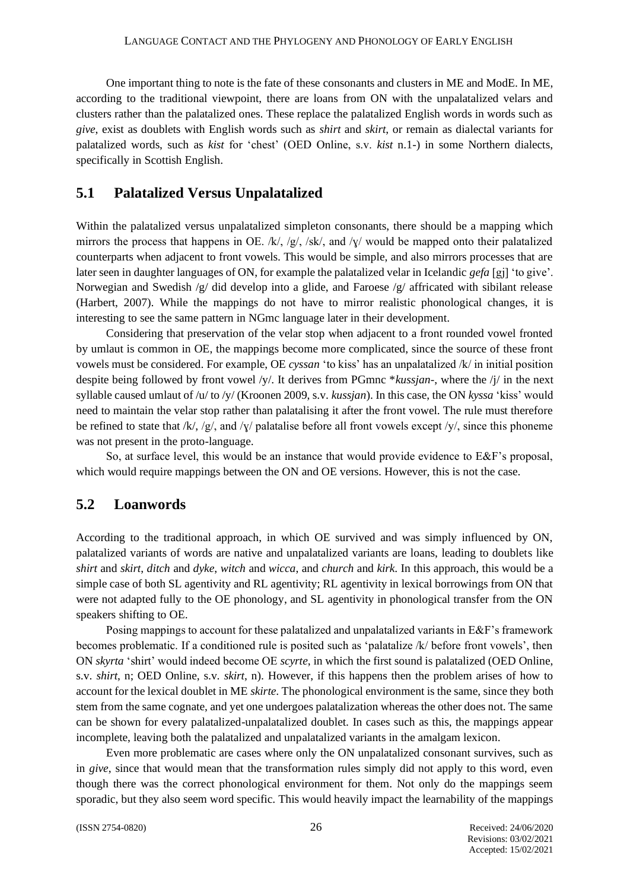One important thing to note is the fate of these consonants and clusters in ME and ModE. In ME, according to the traditional viewpoint, there are loans from ON with the unpalatalized velars and clusters rather than the palatalized ones. These replace the palatalized English words in words such as *give*, exist as doublets with English words such as *shirt* and *skirt*, or remain as dialectal variants for palatalized words, such as *kist* for 'chest' (OED Online, s.v. *kist* n.1-) in some Northern dialects, specifically in Scottish English.

## 5.1 Palatalized Versus Unpalatalized

Within the palatalized versus unpalatalized simpleton consonants, there should be a mapping which mirrors the process that happens in OE. /k/, /g/, /sk/, and /ɣ/ would be mapped onto their palatalized counterparts when adjacent to front vowels. This would be simple, and also mirrors processes that are later seen in daughter languages of ON, for example the palatalized velar in Icelandic *gefa* [gj] 'to give'. Norwegian and Swedish /g/ did develop into a glide, and Faroese /g/ affricated with sibilant release (Harbert, 2007). While the mappings do not have to mirror realistic phonological changes, it is interesting to see the same pattern in NGmc language later in their development.

Considering that preservation of the velar stop when adjacent to a front rounded vowel fronted by umlaut is common in OE, the mappings become more complicated, since the source of these front vowels must be considered. For example, OE *cyssan* 'to kiss' has an unpalatalized /k/ in initial position despite being followed by front vowel /y/. It derives from PGmnc \**kussjan*-, where the /j/ in the next syllable caused umlaut of /u/ to /y/ (Kroonen 2009, s.v. *kussjan*). In this case, the ON *kyssa* 'kiss' would need to maintain the velar stop rather than palatalising it after the front vowel. The rule must therefore be refined to state that /k/, /g/, and /ɣ/ palatalise before all front vowels except /y/, since this phoneme was not present in the proto-language.

So, at surface level, this would be an instance that would provide evidence to E&F's proposal, which would require mappings between the ON and OE versions. However, this is not the case.

## 5.2 Loanwords

According to the traditional approach, in which OE survived and was simply influenced by ON, palatalized variants of words are native and unpalatalized variants are loans, leading to doublets like *shirt* and *skirt*, *ditch* and *dyke*, *witch* and *wicca*, and *church* and *kirk*. In this approach, this would be a simple case of both SL agentivity and RL agentivity; RL agentivity in lexical borrowings from ON that were not adapted fully to the OE phonology, and SL agentivity in phonological transfer from the ON speakers shifting to OE.

Posing mappings to account for these palatalized and unpalatalized variants in E&F's framework becomes problematic. If a conditioned rule is posited such as 'palatalize /k/ before front vowels', then ON *skyrta* 'shirt' would indeed become OE *scyrte*, in which the first sound is palatalized (OED Online, s.v. *shirt*, n; OED Online, s.v. *skirt*, n). However, if this happens then the problem arises of how to account for the lexical doublet in ME *skirte*. The phonological environment is the same, since they both stem from the same cognate, and yet one undergoes palatalization whereas the other does not. The same can be shown for every palatalized-unpalatalized doublet. In cases such as this, the mappings appear incomplete, leaving both the palatalized and unpalatalized variants in the amalgam lexicon.

Even more problematic are cases where only the ON unpalatalized consonant survives, such as in *give*, since that would mean that the transformation rules simply did not apply to this word, even though there was the correct phonological environment for them. Not only do the mappings seem sporadic, but they also seem word specific. This would heavily impact the learnability of the mappings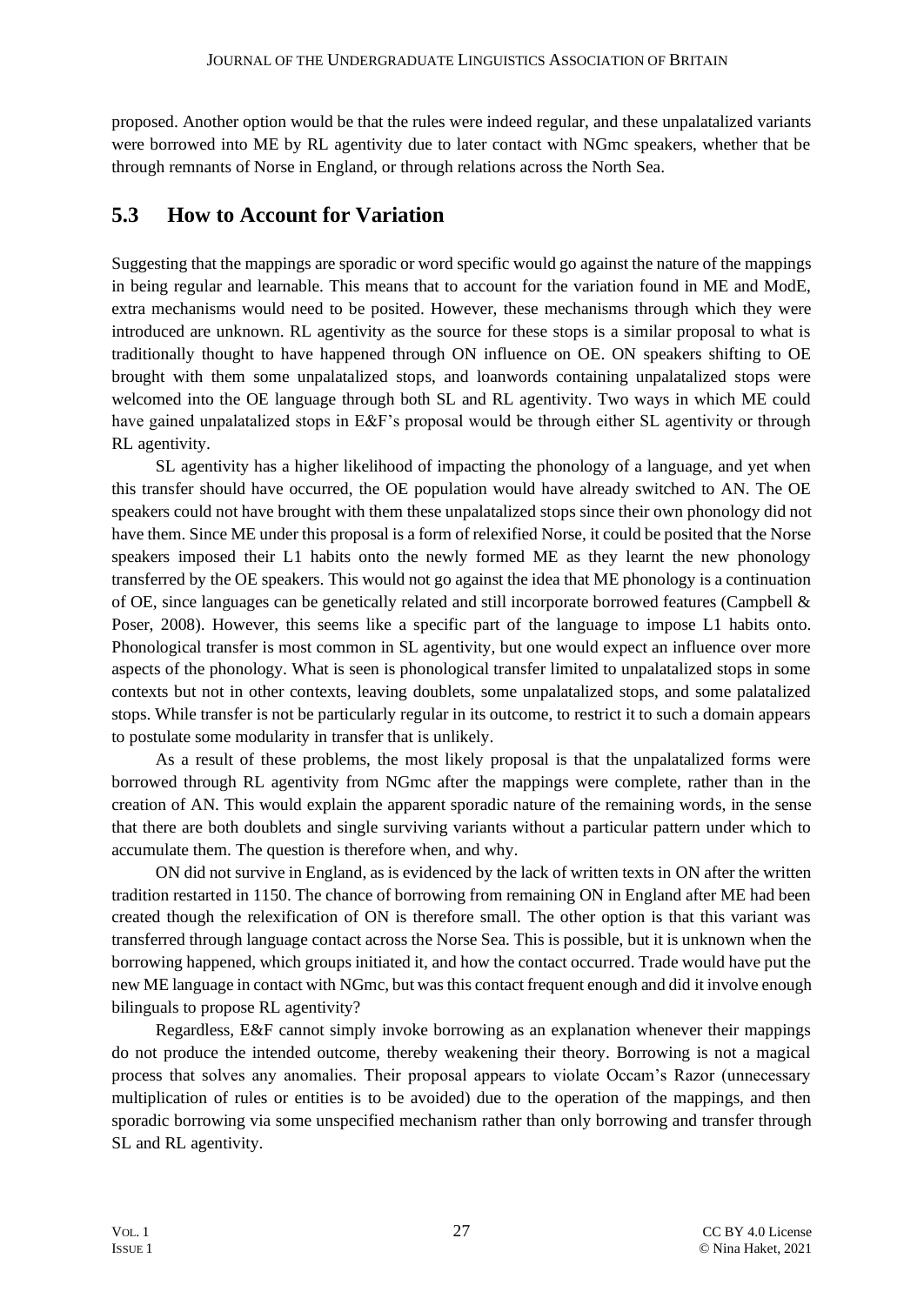proposed. Another option would be that the rules were indeed regular, and these unpalatalized variants were borrowed into ME by RL agentivity due to later contact with NGmc speakers, whether that be through remnants of Norse in England, or through relations across the North Sea.

## 5.3 How to Account for Variation

Suggesting that the mappings are sporadic or word specific would go against the nature of the mappings in being regular and learnable. This means that to account for the variation found in ME and ModE, extra mechanisms would need to be posited. However, these mechanisms through which they were introduced are unknown. RL agentivity as the source for these stops is a similar proposal to what is traditionally thought to have happened through ON influence on OE. ON speakers shifting to OE brought with them some unpalatalized stops, and loanwords containing unpalatalized stops were welcomed into the OE language through both SL and RL agentivity. Two ways in which ME could have gained unpalatalized stops in E&F's proposal would be through either SL agentivity or through RL agentivity.

SL agentivity has a higher likelihood of impacting the phonology of a language, and yet when this transfer should have occurred, the OE population would have already switched to AN. The OE speakers could not have brought with them these unpalatalized stops since their own phonology did not have them. Since ME under this proposal is a form of relexified Norse, it could be posited that the Norse speakers imposed their L1 habits onto the newly formed ME as they learnt the new phonology transferred by the OE speakers. This would not go against the idea that ME phonology is a continuation of OE, since languages can be genetically related and still incorporate borrowed features (Campbell & Poser, 2008). However, this seems like a specific part of the language to impose L1 habits onto. Phonological transfer is most common in SL agentivity, but one would expect an influence over more aspects of the phonology. What is seen is phonological transfer limited to unpalatalized stops in some contexts but not in other contexts, leaving doublets, some unpalatalized stops, and some palatalized stops. While transfer is not be particularly regular in its outcome, to restrict it to such a domain appears to postulate some modularity in transfer that is unlikely.

As a result of these problems, the most likely proposal is that the unpalatalized forms were borrowed through RL agentivity from NGmc after the mappings were complete, rather than in the creation of AN. This would explain the apparent sporadic nature of the remaining words, in the sense that there are both doublets and single surviving variants without a particular pattern under which to accumulate them. The question is therefore when, and why.

ON did not survive in England, as is evidenced by the lack of written texts in ON after the written tradition restarted in 1150. The chance of borrowing from remaining ON in England after ME had been created though the relexification of ON is therefore small. The other option is that this variant was transferred through language contact across the Norse Sea. This is possible, but it is unknown when the borrowing happened, which groups initiated it, and how the contact occurred. Trade would have put the new ME language in contact with NGmc, but was this contact frequent enough and did it involve enough bilinguals to propose RL agentivity?

Regardless, E&F cannot simply invoke borrowing as an explanation whenever their mappings do not produce the intended outcome, thereby weakening their theory. Borrowing is not a magical process that solves any anomalies. Their proposal appears to violate Occam's Razor (unnecessary multiplication of rules or entities is to be avoided) due to the operation of the mappings, and then sporadic borrowing via some unspecified mechanism rather than only borrowing and transfer through SL and RL agentivity.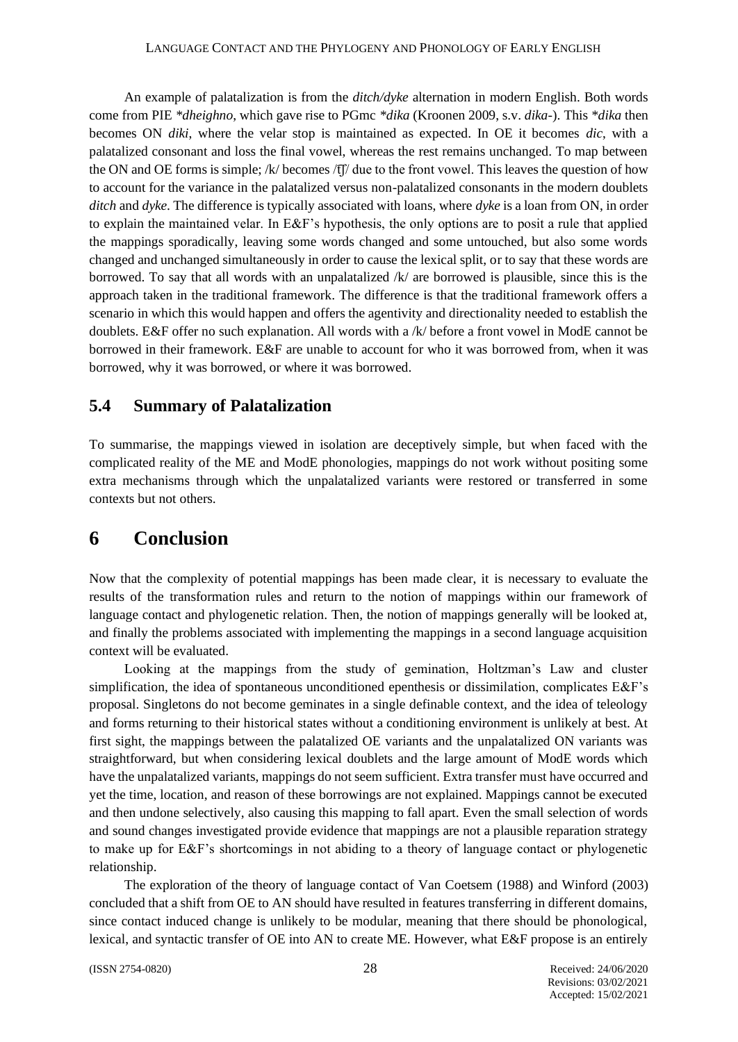An example of palatalization is from the *ditch/dyke* alternation in modern English. Both words come from PIE *\*dheighno*, which gave rise to PGmc *\*dika* (Kroonen 2009, s.v. *dika-*). This *\*dika* then becomes ON *diki*, where the velar stop is maintained as expected. In OE it becomes *dic*, with a palatalized consonant and loss the final vowel, whereas the rest remains unchanged. To map between the ON and OE forms is simple; /k/ becomes /ʧ/ due to the front vowel. This leaves the question of how to account for the variance in the palatalized versus non-palatalized consonants in the modern doublets *ditch* and *dyke*. The difference is typically associated with loans, where *dyke* is a loan from ON, in order to explain the maintained velar. In E&F's hypothesis, the only options are to posit a rule that applied the mappings sporadically, leaving some words changed and some untouched, but also some words changed and unchanged simultaneously in order to cause the lexical split, or to say that these words are borrowed. To say that all words with an unpalatalized /k/ are borrowed is plausible, since this is the approach taken in the traditional framework. The difference is that the traditional framework offers a scenario in which this would happen and offers the agentivity and directionality needed to establish the doublets. E&F offer no such explanation. All words with a /k/ before a front vowel in ModE cannot be borrowed in their framework. E&F are unable to account for who it was borrowed from, when it was borrowed, why it was borrowed, or where it was borrowed.

## 5.4 Summary of Palatalization

To summarise, the mappings viewed in isolation are deceptively simple, but when faced with the complicated reality of the ME and ModE phonologies, mappings do not work without positing some extra mechanisms through which the unpalatalized variants were restored or transferred in some contexts but not others.

# 6 Conclusion

Now that the complexity of potential mappings has been made clear, it is necessary to evaluate the results of the transformation rules and return to the notion of mappings within our framework of language contact and phylogenetic relation. Then, the notion of mappings generally will be looked at, and finally the problems associated with implementing the mappings in a second language acquisition context will be evaluated.

Looking at the mappings from the study of gemination, Holtzman's Law and cluster simplification, the idea of spontaneous unconditioned epenthesis or dissimilation, complicates E&F's proposal. Singletons do not become geminates in a single definable context, and the idea of teleology and forms returning to their historical states without a conditioning environment is unlikely at best. At first sight, the mappings between the palatalized OE variants and the unpalatalized ON variants was straightforward, but when considering lexical doublets and the large amount of ModE words which have the unpalatalized variants, mappings do not seem sufficient. Extra transfer must have occurred and yet the time, location, and reason of these borrowings are not explained. Mappings cannot be executed and then undone selectively, also causing this mapping to fall apart. Even the small selection of words and sound changes investigated provide evidence that mappings are not a plausible reparation strategy to make up for E&F's shortcomings in not abiding to a theory of language contact or phylogenetic relationship.

The exploration of the theory of language contact of Van Coetsem (1988) and Winford (2003) concluded that a shift from OE to AN should have resulted in features transferring in different domains, since contact induced change is unlikely to be modular, meaning that there should be phonological, lexical, and syntactic transfer of OE into AN to create ME. However, what E&F propose is an entirely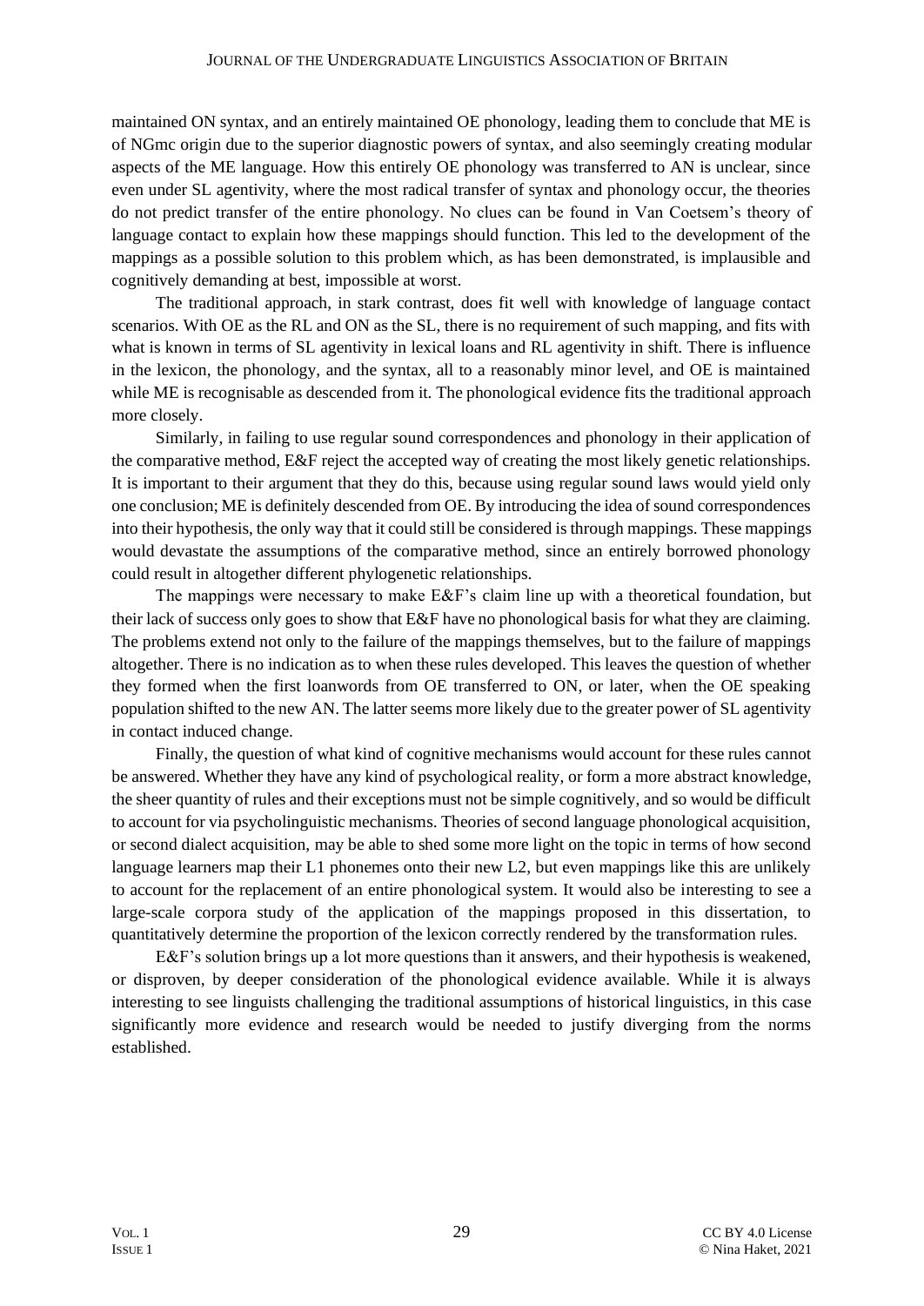maintained ON syntax, and an entirely maintained OE phonology, leading them to conclude that ME is of NGmc origin due to the superior diagnostic powers of syntax, and also seemingly creating modular aspects of the ME language. How this entirely OE phonology was transferred to AN is unclear, since even under SL agentivity, where the most radical transfer of syntax and phonology occur, the theories do not predict transfer of the entire phonology. No clues can be found in Van Coetsem's theory of language contact to explain how these mappings should function. This led to the development of the mappings as a possible solution to this problem which, as has been demonstrated, is implausible and cognitively demanding at best, impossible at worst.

The traditional approach, in stark contrast, does fit well with knowledge of language contact scenarios. With OE as the RL and ON as the SL, there is no requirement of such mapping, and fits with what is known in terms of SL agentivity in lexical loans and RL agentivity in shift. There is influence in the lexicon, the phonology, and the syntax, all to a reasonably minor level, and OE is maintained while ME is recognisable as descended from it. The phonological evidence fits the traditional approach more closely.

Similarly, in failing to use regular sound correspondences and phonology in their application of the comparative method, E&F reject the accepted way of creating the most likely genetic relationships. It is important to their argument that they do this, because using regular sound laws would yield only one conclusion; ME is definitely descended from OE. By introducing the idea of sound correspondences into their hypothesis, the only way that it could still be considered is through mappings. These mappings would devastate the assumptions of the comparative method, since an entirely borrowed phonology could result in altogether different phylogenetic relationships.

The mappings were necessary to make E&F's claim line up with a theoretical foundation, but their lack of success only goes to show that E&F have no phonological basis for what they are claiming. The problems extend not only to the failure of the mappings themselves, but to the failure of mappings altogether. There is no indication as to when these rules developed. This leaves the question of whether they formed when the first loanwords from OE transferred to ON, or later, when the OE speaking population shifted to the new AN. The latter seems more likely due to the greater power of SL agentivity in contact induced change.

Finally, the question of what kind of cognitive mechanisms would account for these rules cannot be answered. Whether they have any kind of psychological reality, or form a more abstract knowledge, the sheer quantity of rules and their exceptions must not be simple cognitively, and so would be difficult to account for via psycholinguistic mechanisms. Theories of second language phonological acquisition, or second dialect acquisition, may be able to shed some more light on the topic in terms of how second language learners map their L1 phonemes onto their new L2, but even mappings like this are unlikely to account for the replacement of an entire phonological system. It would also be interesting to see a large-scale corpora study of the application of the mappings proposed in this dissertation, to quantitatively determine the proportion of the lexicon correctly rendered by the transformation rules.

E&F's solution brings up a lot more questions than it answers, and their hypothesis is weakened, or disproven, by deeper consideration of the phonological evidence available. While it is always interesting to see linguists challenging the traditional assumptions of historical linguistics, in this case significantly more evidence and research would be needed to justify diverging from the norms established.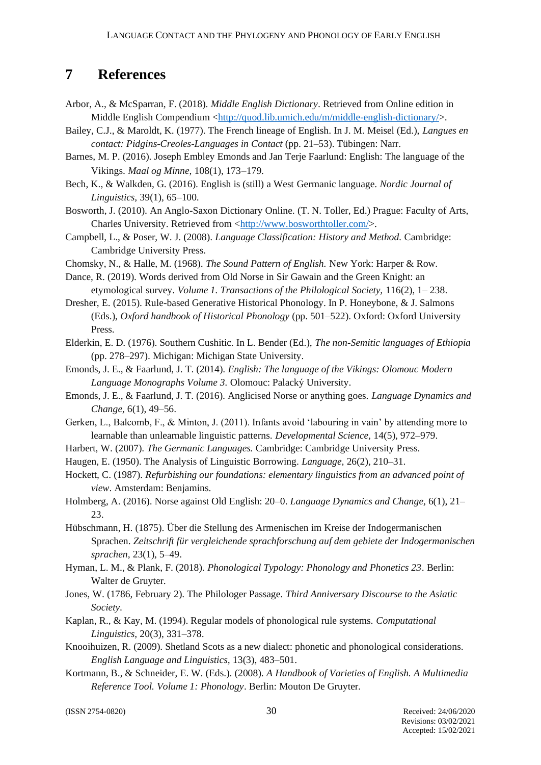## 7 References

Arbor, A., & McSparran, F. (2018). *Middle English Dictionary*. Retrieved from Online edition in Middle English Compendium <http://quod.lib.umich.edu/m/middle-english-dictionary/>.

Bailey, C.J., & Maroldt, K. (1977). The French lineage of English. In J. M. Meisel (Ed.), *Langues en contact: Pidgins-Creoles-Languages in Contact* (pp. 21–53). Tübingen: Narr.

Barnes, M. P. (2016). Joseph Embley Emonds and Jan Terje Faarlund: English: The language of the Vikings. *Maal og Minne,* 108(1), 173–179.

Bech, K., & Walkden, G. (2016). English is (still) a West Germanic language. *Nordic Journal of Linguistics,* 39(1), 65–100.

Bosworth, J. (2010). An Anglo-Saxon Dictionary Online. (T. N. Toller, Ed.) Prague: Faculty of Arts, Charles University. Retrieved from <http://www.bosworthtoller.com/>.

Campbell, L., & Poser, W. J. (2008). *Language Classification: History and Method.* Cambridge: Cambridge University Press.

Chomsky, N., & Halle, M. (1968). *The Sound Pattern of English.* New York: Harper & Row.

Dance, R. (2019). Words derived from Old Norse in Sir Gawain and the Green Knight: an etymological survey. *Volume 1. Transactions of the Philological Society,* 116(2), 1– 238.

Dresher, E. (2015). Rule-based Generative Historical Phonology. In P. Honeybone, & J. Salmons (Eds.), *Oxford handbook of Historical Phonology* (pp. 501–522). Oxford: Oxford University Press.

Elderkin, E. D. (1976). Southern Cushitic. In L. Bender (Ed.), *The non-Semitic languages of Ethiopia* (pp. 278–297). Michigan: Michigan State University.

Emonds, J. E., & Faarlund, J. T. (2014). *English: The language of the Vikings: Olomouc Modern Language Monographs Volume 3.* Olomouc: Palacký University.

Emonds, J. E., & Faarlund, J. T. (2016). Anglicised Norse or anything goes. *Language Dynamics and Change,* 6(1), 49–56.

Gerken, L., Balcomb, F., & Minton, J. (2011). Infants avoid 'labouring in vain' by attending more to learnable than unlearnable linguistic patterns. *Developmental Science,* 14(5), 972–979.

Harbert, W. (2007). *The Germanic Languages.* Cambridge: Cambridge University Press.

Haugen, E. (1950). The Analysis of Linguistic Borrowing. *Language,* 26(2), 210–31.

Hockett, C. (1987). *Refurbishing our foundations: elementary linguistics from an advanced point of view*. Amsterdam: Benjamins.

Holmberg, A. (2016). Norse against Old English: 20–0. *Language Dynamics and Change,* 6(1), 21–23.

Hübschmann, H. (1875). Über die Stellung des Armenischen im Kreise der Indogermanischen Sprachen. *Zeitschrift für vergleichende sprachforschung auf dem gebiete der Indogermanischen sprachen,* 23(1), 5–49.

Hyman, L. M., & Plank, F. (2018). *Phonological Typology: Phonology and Phonetics 23*. Berlin: Walter de Gruyter.

Jones, W. (1786, February 2). The Philologer Passage. *Third Anniversary Discourse to the Asiatic Society*.

Kaplan, R., & Kay, M. (1994). Regular models of phonological rule systems. *Computational Linguistics,* 20(3), 331–378.

Knooihuizen, R. (2009). Shetland Scots as a new dialect: phonetic and phonological considerations. *English Language and Linguistics,* 13(3), 483–501.

Kortmann, B., & Schneider, E. W. (Eds.). (2008). *A Handbook of Varieties of English. A Multimedia Reference Tool. Volume 1: Phonology*. Berlin: Mouton De Gruyter.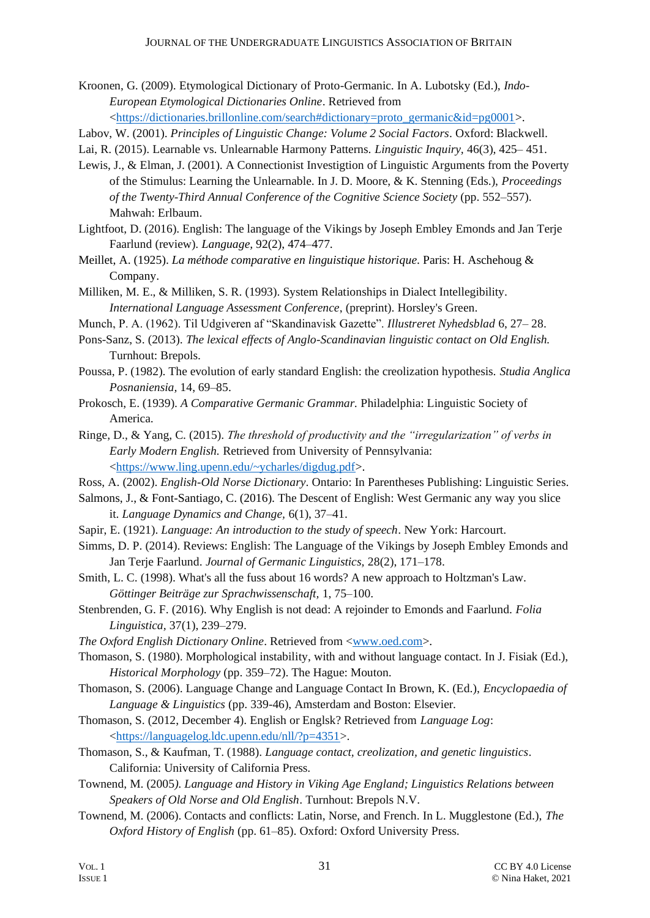Kroonen, G. (2009). Etymological Dictionary of Proto-Germanic. In A. Lubotsky (Ed.), *Indo-European Etymological Dictionaries Online*. Retrieved from <https://dictionaries.brillonline.com/search#dictionary=proto_germanic&id=pg0001>.

Labov, W. (2001). *Principles of Linguistic Change: Volume 2 Social Factors*. Oxford: Blackwell.

Lai, R. (2015). Learnable vs. Unlearnable Harmony Patterns. *Linguistic Inquiry*, 46(3), 425– 451.

Lewis, J., & Elman, J. (2001). A Connectionist Investigtion of Linguistic Arguments from the Poverty of the Stimulus: Learning the Unlearnable. In J. D. Moore, & K. Stenning (Eds.), *Proceedings of the Twenty-Third Annual Conference of the Cognitive Science Society* (pp. 552–557). Mahwah: Erlbaum.

Lightfoot, D. (2016). English: The language of the Vikings by Joseph Embley Emonds and Jan Terje Faarlund (review). *Language*, 92(2), 474–477.

Meillet, A. (1925). *La méthode comparative en linguistique historique*. Paris: H. Aschehoug & Company.

Milliken, M. E., & Milliken, S. R. (1993). System Relationships in Dialect Intellegibility. *International Language Assessment Conference*, (preprint). Horsley's Green.

Munch, P. A. (1962). Til Udgiveren af "Skandinavisk Gazette". *Illustreret Nyhedsblad* 6, 27– 28.

Pons-Sanz, S. (2013). *The lexical effects of Anglo-Scandinavian linguistic contact on Old English.* Turnhout: Brepols.

Poussa, P. (1982). The evolution of early standard English: the creolization hypothesis. *Studia Anglica Posnaniensia,* 14, 69–85.

Prokosch, E. (1939). *A Comparative Germanic Grammar.* Philadelphia: Linguistic Society of America.

Ringe, D., & Yang, C. (2015). *The threshold of productivity and the "irregularization" of verbs in Early Modern English.* Retrieved from University of Pennsylvania: <https://www.ling.upenn.edu/~ycharles/digdug.pdf>.

Ross, A. (2002). *English-Old Norse Dictionary*. Ontario: In Parentheses Publishing: Linguistic Series.

Salmons, J., & Font-Santiago, C. (2016). The Descent of English: West Germanic any way you slice it. *Language Dynamics and Change,* 6(1), 37–41.

Sapir, E. (1921). *Language: An introduction to the study of speech*. New York: Harcourt.

Simms, D. P. (2014). Reviews: English: The Language of the Vikings by Joseph Embley Emonds and Jan Terje Faarlund. *Journal of Germanic Linguistics,* 28(2), 171–178.

Smith, L. C. (1998). What's all the fuss about 16 words? A new approach to Holtzman's Law. *Göttinger Beiträge zur Sprachwissenschaft,* 1, 75–100.

Stenbrenden, G. F. (2016). Why English is not dead: A rejoinder to Emonds and Faarlund. *Folia Linguistica*, 37(1), 239–279.

*The Oxford English Dictionary Online*. Retrieved from <www.oed.com>.

Thomason, S. (1980). Morphological instability, with and without language contact. In J. Fisiak (Ed.), *Historical Morphology* (pp. 359–72). The Hague: Mouton.

Thomason, S. (2006). Language Change and Language Contact In Brown, K. (Ed.), *Encyclopaedia of Language & Linguistics* (pp. 339-46), Amsterdam and Boston: Elsevier.

Thomason, S. (2012, December 4). English or Englsk? Retrieved from *Language Log*: <https://languagelog.ldc.upenn.edu/nll/?p=4351>.

Thomason, S., & Kaufman, T. (1988). *Language contact, creolization, and genetic linguistics*. California: University of California Press.

Townend, M. (2005*). Language and History in Viking Age England; Linguistics Relations between Speakers of Old Norse and Old English*. Turnhout: Brepols N.V.

Townend, M. (2006). Contacts and conflicts: Latin, Norse, and French. In L. Mugglestone (Ed.), *The Oxford History of English* (pp. 61–85). Oxford: Oxford University Press.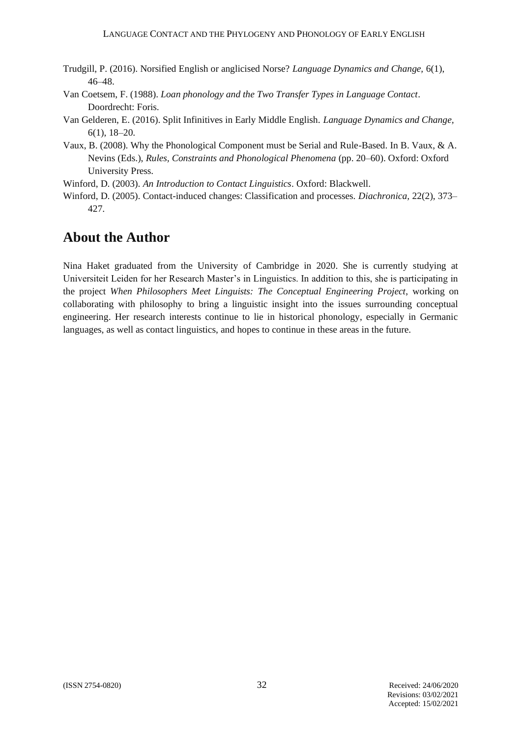Trudgill, P. (2016). Norsified English or anglicised Norse? *Language Dynamics and Change,* 6(1), 46–48.

Van Coetsem, F. (1988). *Loan phonology and the Two Transfer Types in Language Contact*. Doordrecht: Foris.

Van Gelderen, E. (2016). Split Infinitives in Early Middle English. *Language Dynamics and Change,* 6(1), 18–20.

Vaux, B. (2008). Why the Phonological Component must be Serial and Rule-Based. In B. Vaux, & A. Nevins (Eds.), *Rules, Constraints and Phonological Phenomena* (pp. 20–60). Oxford: Oxford University Press.

Winford, D. (2003). *An Introduction to Contact Linguistics*. Oxford: Blackwell.

Winford, D. (2005). Contact-induced changes: Classification and processes. *Diachronica,* 22(2), 373–427.

## About the Author

Nina Haket graduated from the University of Cambridge in 2020. She is currently studying at Universiteit Leiden for her Research Master's in Linguistics. In addition to this, she is participating in the project *When Philosophers Meet Linguists: The Conceptual Engineering Project*, working on collaborating with philosophy to bring a linguistic insight into the issues surrounding conceptual engineering. Her research interests continue to lie in historical phonology, especially in Germanic languages, as well as contact linguistics, and hopes to continue in these areas in the future.

(ISSN 2754-0820)

Received: 24/06/2020
Revisions: 03/02/2021
Accepted: 15/02/2021